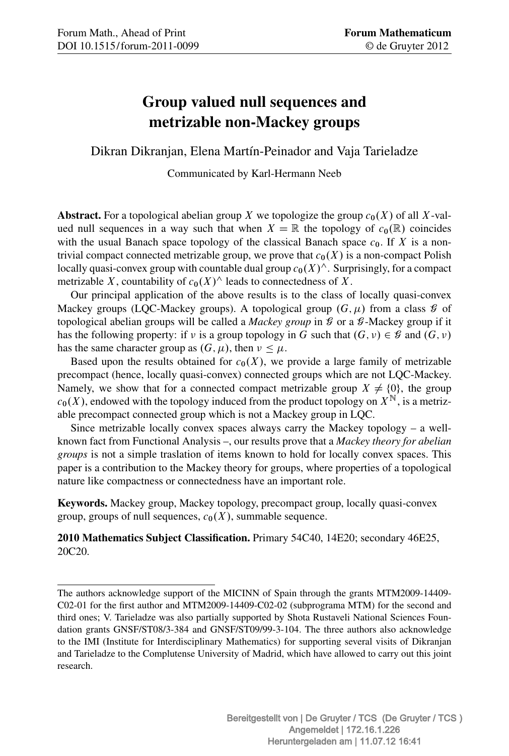# Group valued null sequences and metrizable non-Mackey groups

Dikran Dikranjan, Elena Martín-Peinador and Vaja Tarieladze

Communicated by Karl-Hermann Neeb

**Abstract.** For a topological abelian group $X$ we topologize the group $c_0(X)$ of all $X$-valued null sequences in a way such that when $X = \mathbb{R}$ the topology of $c_0(\mathbb{R})$ coincides with the usual Banach space topology of the classical Banach space $c_0$. If $X$ is a nontrivial compact connected metrizable group, we prove that $c_0(X)$ is a non-compact Polish locally quasi-convex group with countable dual group $c_0(X)^\wedge$. Surprisingly, for a compact metrizable $X$, countability of $c_0(X)^\wedge$ leads to connectedness of $X$.

Our principal application of the above results is to the class of locally quasi-convex Mackey groups (LQC-Mackey groups). A topological group $(G, \mu)$ from a class $\mathcal{G}$ of topological abelian groups will be called a *Mackey group* in $\mathcal{G}$ or a $\mathcal{G}$-Mackey group if it has the following property: if $\nu$ is a group topology in $G$ such that $(G, \nu) \in \mathcal{G}$ and $(G, \nu)$ has the same character group as $(G, \mu)$, then $\nu \leq \mu$.

Based upon the results obtained for $c_0(X)$, we provide a large family of metrizable precompact (hence, locally quasi-convex) connected groups which are not LQC-Mackey. Namely, we show that for a connected compact metrizable group $X \neq \{0\}$, the group $c_0(X)$, endowed with the topology induced from the product topology on $X^{\mathbb{N}}$, is a metrizable precompact connected group which is not a Mackey group in LQC.

Since metrizable locally convex spaces always carry the Mackey topology – a well-known fact from Functional Analysis –, our results prove that a *Mackey theory for abelian groups* is not a simple traslation of items known to hold for locally convex spaces. This paper is a contribution to the Mackey theory for groups, where properties of a topological nature like compactness or connectedness have an important role.

**Keywords.** Mackey group, Mackey topology, precompact group, locally quasi-convex group, groups of null sequences, $c_0(X)$, summable sequence.

**2010 Mathematics Subject Classification.** Primary 54C40, 14E20; secondary 46E25, 20C20.

---

The authors acknowledge support of the MICINN of Spain through the grants MTM2009-14409-C02-01 for the first author and MTM2009-14409-C02-02 (subprograma MTM) for the second and third ones; V. Tarieladze was also partially supported by Shota Rustaveli National Sciences Foundation grants GNSF/ST08/3-384 and GNSF/ST09/99-3-104. The three authors also acknowledge to the IMI (Institute for Interdisciplinary Mathematics) for supporting several visits of Dikranjan and Tarieladze to the Complutense University of Madrid, which have allowed to carry out this joint research.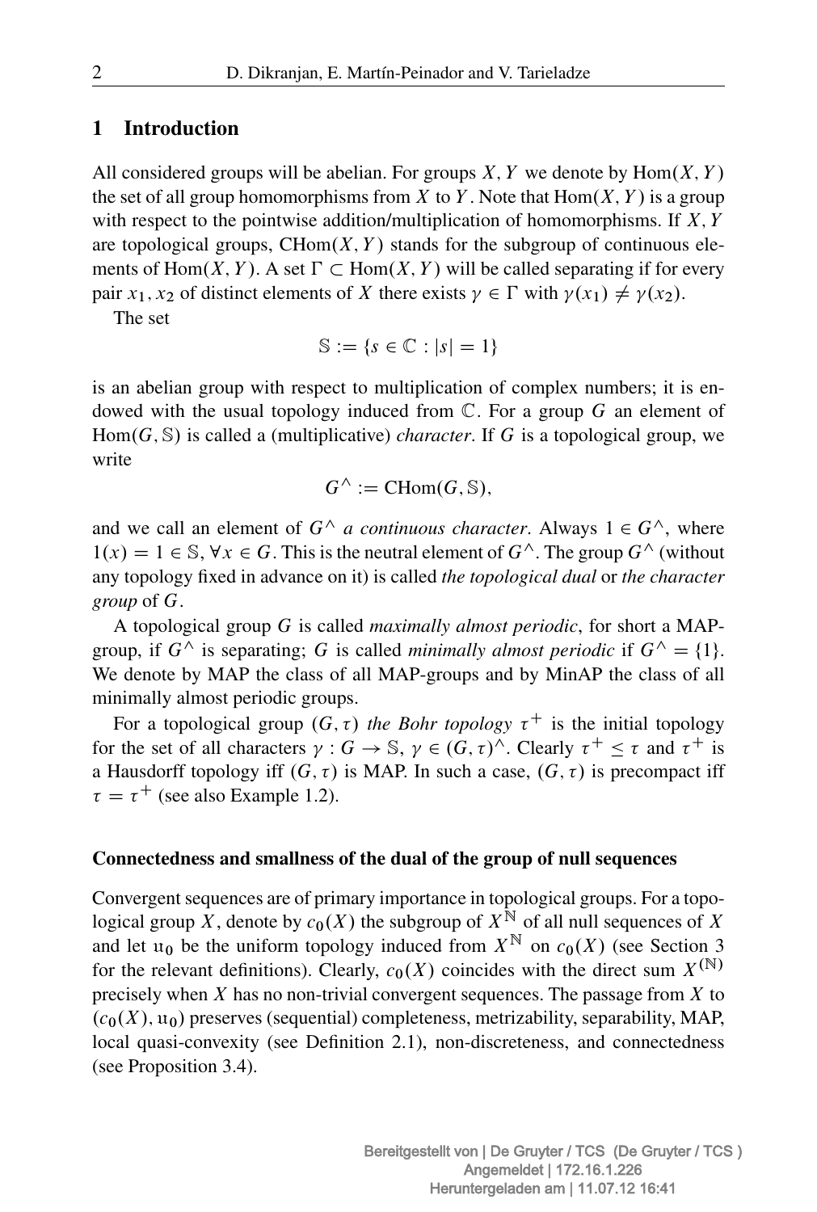## 1 Introduction

All considered groups will be abelian. For groups $X, Y$ we denote by $\operatorname{Hom}(X, Y)$ the set of all group homomorphisms from $X$ to $Y$. Note that $\operatorname{Hom}(X, Y)$ is a group with respect to the pointwise addition/multiplication of homomorphisms. If $X, Y$ are topological groups, $\operatorname{CHom}(X, Y)$ stands for the subgroup of continuous elements of $\operatorname{Hom}(X, Y)$. A set $\Gamma \subset \operatorname{Hom}(X, Y)$ will be called separating if for every pair $x_1, x_2$ of distinct elements of $X$ there exists $\gamma \in \Gamma$ with $\gamma(x_1) \neq \gamma(x_2)$.

The set

$$\mathbb{S} := \{s \in \mathbb{C} : |s| = 1\}$$

is an abelian group with respect to multiplication of complex numbers; it is endowed with the usual topology induced from $\mathbb{C}$. For a group $G$ an element of $\operatorname{Hom}(G, \mathbb{S})$ is called a (multiplicative) *character*. If $G$ is a topological group, we write

$$G^\wedge := \operatorname{CHom}(G, \mathbb{S}),$$

and we call an element of $G^\wedge$ *a continuous character*. Always $1 \in G^\wedge$, where $1(x) = 1 \in \mathbb{S}, \forall x \in G$. This is the neutral element of $G^\wedge$. The group $G^\wedge$ (without any topology fixed in advance on it) is called *the topological dual* or *the character group* of $G$.

A topological group $G$ is called *maximally almost periodic*, for short a MAP-group, if $G^\wedge$ is separating; $G$ is called *minimally almost periodic* if $G^\wedge = \{1\}$. We denote by MAP the class of all MAP-groups and by MinAP the class of all minimally almost periodic groups.

For a topological group $(G, \tau)$ *the Bohr topology* $\tau^+$ is the initial topology for the set of all characters $\gamma : G \to \mathbb{S}$, $\gamma \in (G, \tau)^\wedge$. Clearly $\tau^+ \leq \tau$ and $\tau^+$ is a Hausdorff topology iff $(G, \tau)$ is MAP. In such a case, $(G, \tau)$ is precompact iff $\tau = \tau^+$ (see also Example 1.2).

**Connectedness and smallness of the dual of the group of null sequences**

Convergent sequences are of primary importance in topological groups. For a topological group $X$, denote by $c_0(X)$ the subgroup of $X^{\mathbb{N}}$ of all null sequences of $X$ and let $\mathfrak{u}_0$ be the uniform topology induced from $X^{\mathbb{N}}$ on $c_0(X)$ (see Section 3 for the relevant definitions). Clearly, $c_0(X)$ coincides with the direct sum $X^{(\mathbb{N})}$ precisely when $X$ has no non-trivial convergent sequences. The passage from $X$ to $(c_0(X), \mathfrak{u}_0)$ preserves (sequential) completeness, metrizability, separability, MAP, local quasi-convexity (see Definition 2.1), non-discreteness, and connectedness (see Proposition 3.4).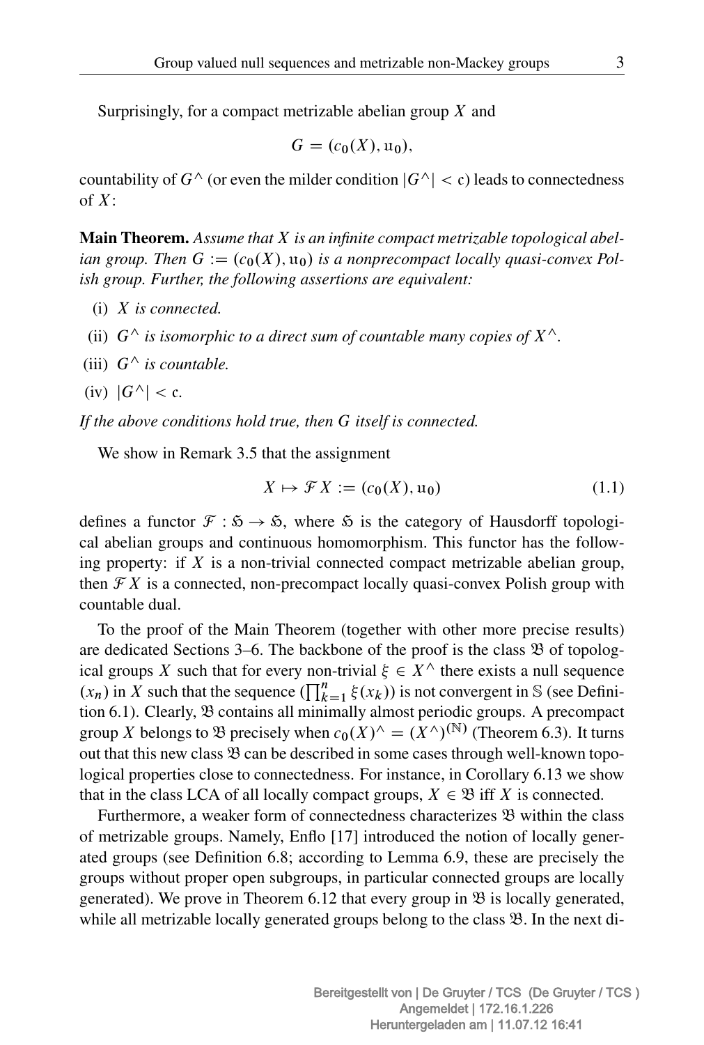Surprisingly, for a compact metrizable abelian group $X$ and

$$G = (c_0(X), \mathfrak{u}_0),$$

countability of $G^\wedge$ (or even the milder condition $|G^\wedge| < \mathfrak{c}$) leads to connectedness of $X$:

**Main Theorem.** *Assume that $X$ is an infinite compact metrizable topological abelian group. Then $G := (c_0(X), \mathfrak{u}_0)$ is a nonprecompact locally quasi-convex Polish group. Further, the following assertions are equivalent:*

(i) *$X$ is connected.*

(ii) *$G^\wedge$ is isomorphic to a direct sum of countable many copies of $X^\wedge$.*

(iii) *$G^\wedge$ is countable.*

(iv) *$|G^\wedge| < \mathfrak{c}$.*

*If the above conditions hold true, then $G$ itself is connected.*

We show in Remark 3.5 that the assignment

$$X \mapsto \mathcal{F}X := (c_0(X), \mathfrak{u}_0) \tag{1.1}$$

defines a functor $\mathcal{F} : \mathfrak{H} \to \mathfrak{H}$, where $\mathfrak{H}$ is the category of Hausdorff topological abelian groups and continuous homomorphism. This functor has the following property: if $X$ is a non-trivial connected compact metrizable abelian group, then $\mathcal{F}X$ is a connected, non-precompact locally quasi-convex Polish group with countable dual.

To the proof of the Main Theorem (together with other more precise results) are dedicated Sections 3–6. The backbone of the proof is the class $\mathfrak{B}$ of topological groups $X$ such that for every non-trivial $\xi \in X^\wedge$ there exists a null sequence $(x_n)$ in $X$ such that the sequence $(\prod_{k=1}^n \xi(x_k))$ is not convergent in $\mathbb{S}$ (see Definition 6.1). Clearly, $\mathfrak{B}$ contains all minimally almost periodic groups. A precompact group $X$ belongs to $\mathfrak{B}$ precisely when $c_0(X)^\wedge = (X^\wedge)^{(\mathbb{N})}$ (Theorem 6.3). It turns out that this new class $\mathfrak{B}$ can be described in some cases through well-known topological properties close to connectedness. For instance, in Corollary 6.13 we show that in the class LCA of all locally compact groups, $X \in \mathfrak{B}$ iff $X$ is connected.

Furthermore, a weaker form of connectedness characterizes $\mathfrak{B}$ within the class of metrizable groups. Namely, Enflo [17] introduced the notion of locally generated groups (see Definition 6.8; according to Lemma 6.9, these are precisely the groups without proper open subgroups, in particular connected groups are locally generated). We prove in Theorem 6.12 that every group in $\mathfrak{B}$ is locally generated, while all metrizable locally generated groups belong to the class $\mathfrak{B}$. In the next di-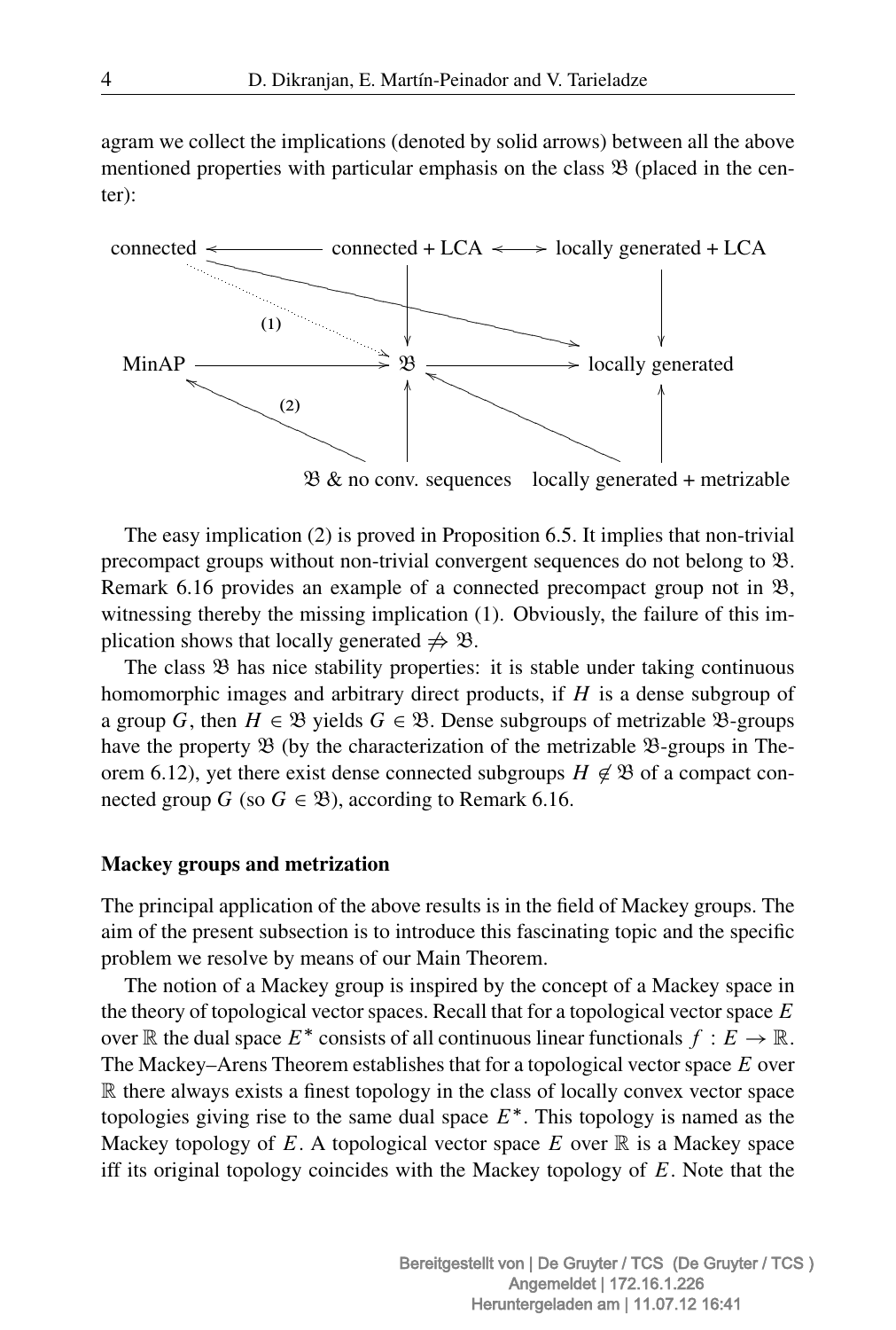agram we collect the implications (denoted by solid arrows) between all the above mentioned properties with particular emphasis on the class $\mathfrak{B}$ (placed in the center):

connected
connected + LCA
locally generated + LCA
(1)
MinAP
$\mathfrak{B}$
locally generated
(2)
$\mathfrak{B}$ & no conv. sequences
locally generated + metrizable

The easy implication (2) is proved in Proposition 6.5. It implies that non-trivial precompact groups without non-trivial convergent sequences do not belong to $\mathfrak{B}$. Remark 6.16 provides an example of a connected precompact group not in $\mathfrak{B}$, witnessing thereby the missing implication (1). Obviously, the failure of this implication shows that locally generated $\not\Rightarrow \mathfrak{B}$.

The class $\mathfrak{B}$ has nice stability properties: it is stable under taking continuous homomorphic images and arbitrary direct products, if $H$ is a dense subgroup of a group $G$, then $H \in \mathfrak{B}$ yields $G \in \mathfrak{B}$. Dense subgroups of metrizable $\mathfrak{B}$-groups have the property $\mathfrak{B}$ (by the characterization of the metrizable $\mathfrak{B}$-groups in Theorem 6.12), yet there exist dense connected subgroups $H \notin \mathfrak{B}$ of a compact connected group $G$ (so $G \in \mathfrak{B}$), according to Remark 6.16.

**Mackey groups and metrization**

The principal application of the above results is in the field of Mackey groups. The aim of the present subsection is to introduce this fascinating topic and the specific problem we resolve by means of our Main Theorem.

The notion of a Mackey group is inspired by the concept of a Mackey space in the theory of topological vector spaces. Recall that for a topological vector space $E$ over $\mathbb{R}$ the dual space $E^*$ consists of all continuous linear functionals $f : E \to \mathbb{R}$. The Mackey–Arens Theorem establishes that for a topological vector space $E$ over $\mathbb{R}$ there always exists a finest topology in the class of locally convex vector space topologies giving rise to the same dual space $E^*$. This topology is named as the Mackey topology of $E$. A topological vector space $E$ over $\mathbb{R}$ is a Mackey space iff its original topology coincides with the Mackey topology of $E$. Note that the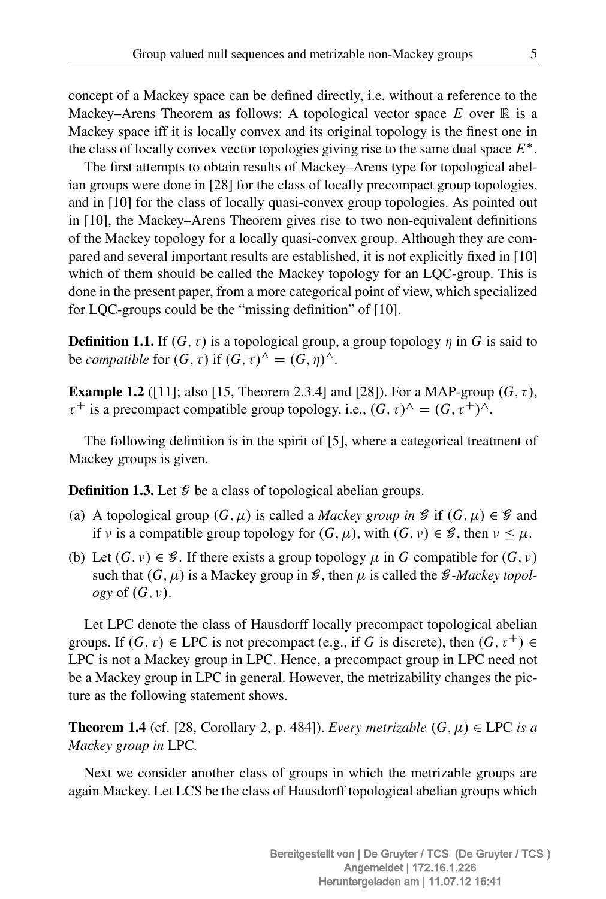concept of a Mackey space can be defined directly, i.e. without a reference to the Mackey–Arens Theorem as follows: A topological vector space $E$ over $\mathbb{R}$ is a Mackey space iff it is locally convex and its original topology is the finest one in the class of locally convex vector topologies giving rise to the same dual space $E^*$.

The first attempts to obtain results of Mackey–Arens type for topological abelian groups were done in [28] for the class of locally precompact group topologies, and in [10] for the class of locally quasi-convex group topologies. As pointed out in [10], the Mackey–Arens Theorem gives rise to two non-equivalent definitions of the Mackey topology for a locally quasi-convex group. Although they are compared and several important results are established, it is not explicitly fixed in [10] which of them should be called the Mackey topology for an LQC-group. This is done in the present paper, from a more categorical point of view, which specialized for LQC-groups could be the "missing definition" of [10].

**Definition 1.1.** If $(G, \tau)$ is a topological group, a group topology $\eta$ in $G$ is said to be *compatible* for $(G, \tau)$ if $(G, \tau)^\wedge = (G, \eta)^\wedge$.

**Example 1.2** ([11]; also [15, Theorem 2.3.4] and [28]). For a MAP-group $(G, \tau)$, $\tau^+$ is a precompact compatible group topology, i.e., $(G, \tau)^\wedge = (G, \tau^+)^\wedge$.

The following definition is in the spirit of [5], where a categorical treatment of Mackey groups is given.

**Definition 1.3.** Let $\mathcal{G}$ be a class of topological abelian groups.

(a) A topological group $(G, \mu)$ is called a *Mackey group in* $\mathcal{G}$ if $(G, \mu) \in \mathcal{G}$ and if $\nu$ is a compatible group topology for $(G, \mu)$, with $(G, \nu) \in \mathcal{G}$, then $\nu \leq \mu$.

(b) Let $(G, \nu) \in \mathcal{G}$. If there exists a group topology $\mu$ in $G$ compatible for $(G, \nu)$ such that $(G, \mu)$ is a Mackey group in $\mathcal{G}$, then $\mu$ is called the $\mathcal{G}$*-Mackey topology* of $(G, \nu)$.

Let LPC denote the class of Hausdorff locally precompact topological abelian groups. If $(G, \tau) \in$ LPC is not precompact (e.g., if $G$ is discrete), then $(G, \tau^+) \in$ LPC is not a Mackey group in LPC. Hence, a precompact group in LPC need not be a Mackey group in LPC in general. However, the metrizability changes the picture as the following statement shows.

**Theorem 1.4** (cf. [28, Corollary 2, p. 484]). *Every metrizable* $(G, \mu) \in$ LPC *is a Mackey group in* LPC.

Next we consider another class of groups in which the metrizable groups are again Mackey. Let LCS be the class of Hausdorff topological abelian groups which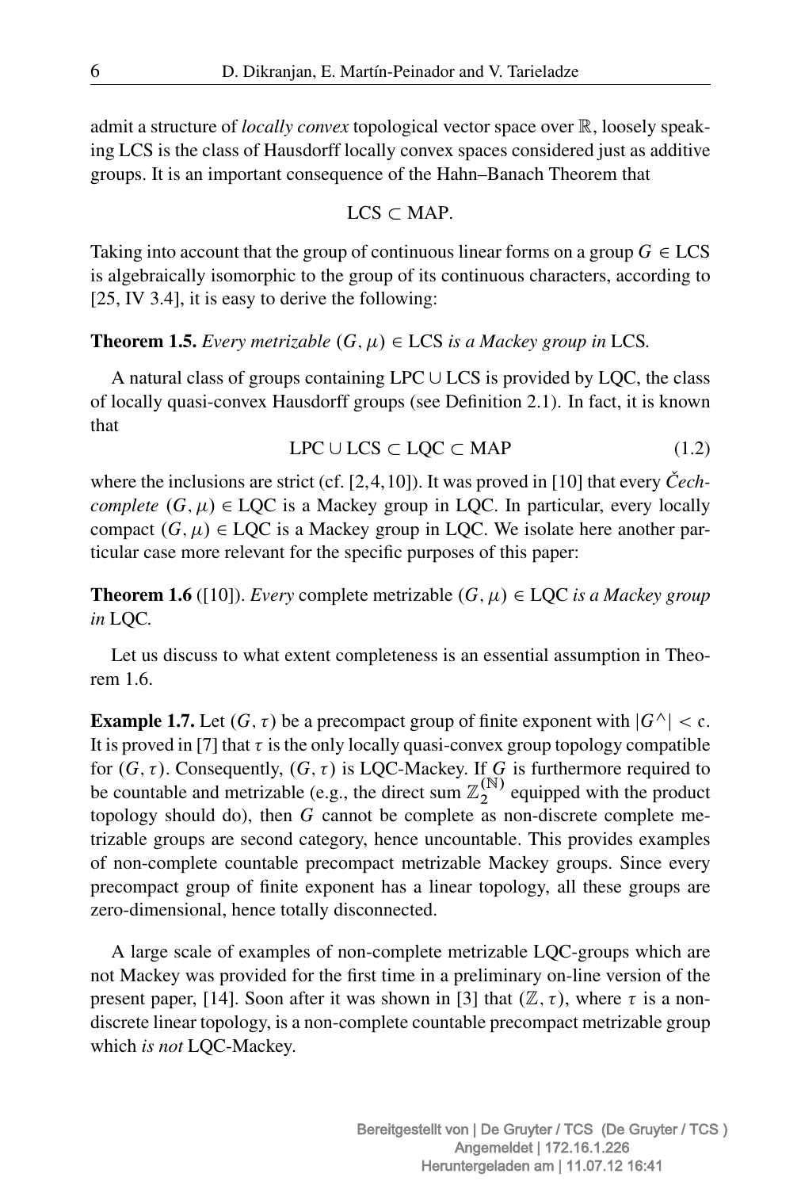admit a structure of *locally convex* topological vector space over $\mathbb{R}$, loosely speaking LCS is the class of Hausdorff locally convex spaces considered just as additive groups. It is an important consequence of the Hahn–Banach Theorem that

$$\text{LCS} \subset \text{MAP}.$$

Taking into account that the group of continuous linear forms on a group $G \in \text{LCS}$ is algebraically isomorphic to the group of its continuous characters, according to [25, IV 3.4], it is easy to derive the following:

**Theorem 1.5.** *Every metrizable* $(G, \mu) \in \text{LCS}$ *is a Mackey group in* LCS*.*

A natural class of groups containing $\text{LPC} \cup \text{LCS}$ is provided by LQC, the class of locally quasi-convex Hausdorff groups (see Definition 2.1). In fact, it is known that

$$\text{LPC} \cup \text{LCS} \subset \text{LQC} \subset \text{MAP} \tag{1.2}$$

where the inclusions are strict (cf. [2,4,10]). It was proved in [10] that every *Čech-complete* $(G, \mu) \in \text{LQC}$ is a Mackey group in LQC. In particular, every locally compact $(G, \mu) \in \text{LQC}$ is a Mackey group in LQC. We isolate here another particular case more relevant for the specific purposes of this paper:

**Theorem 1.6** ([10]). *Every* complete metrizable $(G, \mu) \in \text{LQC}$ *is a Mackey group in* LQC*.*

Let us discuss to what extent completeness is an essential assumption in Theorem 1.6.

**Example 1.7.** Let $(G, \tau)$ be a precompact group of finite exponent with $|G^\wedge| < \mathfrak{c}$. It is proved in [7] that $\tau$ is the only locally quasi-convex group topology compatible for $(G, \tau)$. Consequently, $(G, \tau)$ is LQC-Mackey. If $G$ is furthermore required to be countable and metrizable (e.g., the direct sum $\mathbb{Z}_2^{(\mathbb{N})}$ equipped with the product topology should do), then $G$ cannot be complete as non-discrete complete metrizable groups are second category, hence uncountable. This provides examples of non-complete countable precompact metrizable Mackey groups. Since every precompact group of finite exponent has a linear topology, all these groups are zero-dimensional, hence totally disconnected.

A large scale of examples of non-complete metrizable LQC-groups which are not Mackey was provided for the first time in a preliminary on-line version of the present paper, [14]. Soon after it was shown in [3] that $(\mathbb{Z}, \tau)$, where $\tau$ is a non-discrete linear topology, is a non-complete countable precompact metrizable group which *is not* LQC-Mackey.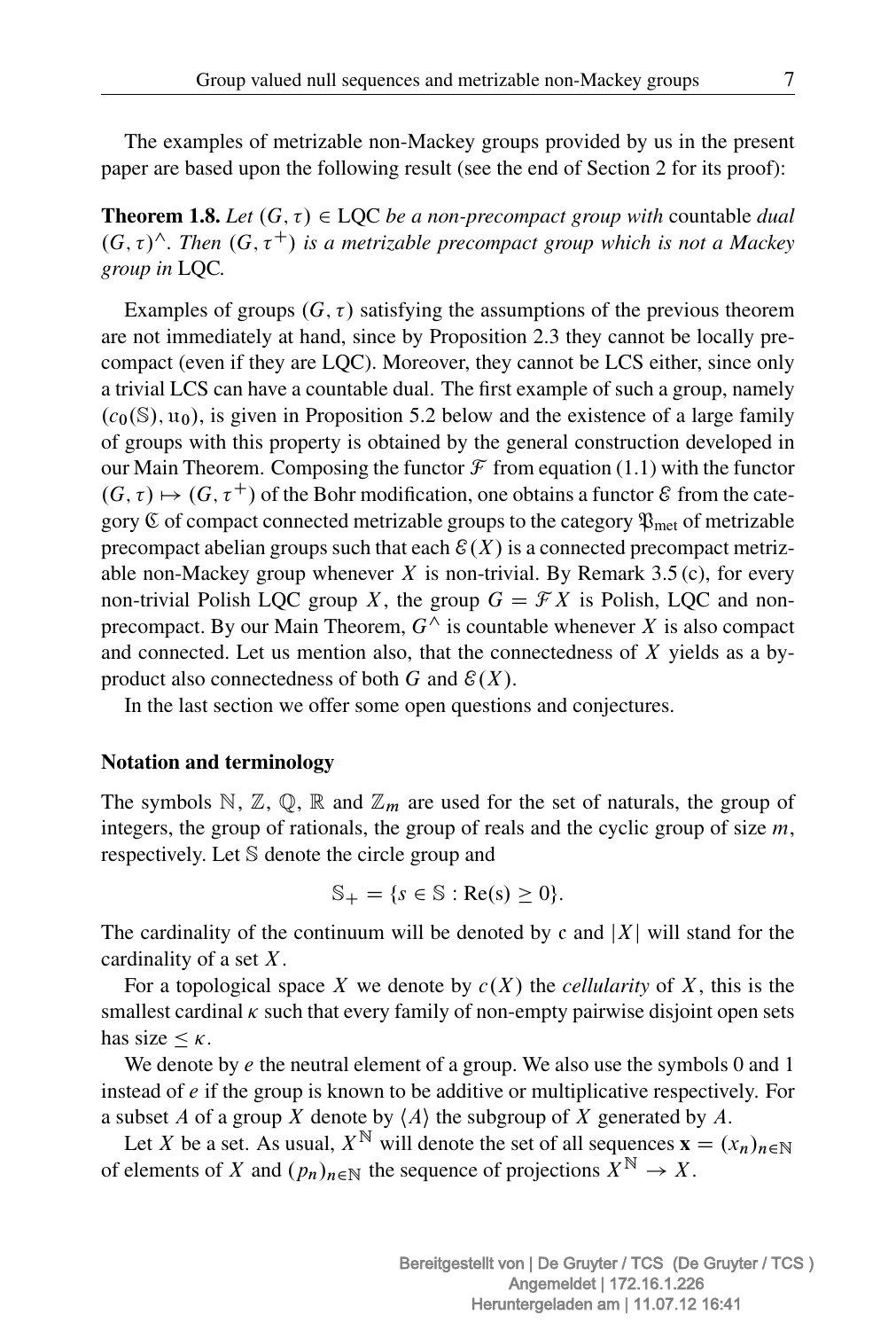The examples of metrizable non-Mackey groups provided by us in the present paper are based upon the following result (see the end of Section 2 for its proof):

**Theorem 1.8.** *Let* $(G, \tau) \in$ LQC *be a non-precompact group with* countable *dual* $(G, \tau)^\wedge$. *Then* $(G, \tau^+)$ *is a metrizable precompact group which is not a Mackey group in* LQC.

Examples of groups $(G, \tau)$ satisfying the assumptions of the previous theorem are not immediately at hand, since by Proposition 2.3 they cannot be locally precompact (even if they are LQC). Moreover, they cannot be LCS either, since only a trivial LCS can have a countable dual. The first example of such a group, namely $(c_0(\mathbb{S}), \mathfrak{u}_0)$, is given in Proposition 5.2 below and the existence of a large family of groups with this property is obtained by the general construction developed in our Main Theorem. Composing the functor $\mathcal{F}$ from equation (1.1) with the functor $(G, \tau) \mapsto (G, \tau^+)$ of the Bohr modification, one obtains a functor $\mathcal{E}$ from the category $\mathfrak{C}$ of compact connected metrizable groups to the category $\mathfrak{P}_{\mathrm{met}}$ of metrizable precompact abelian groups such that each $\mathcal{E}(X)$ is a connected precompact metrizable non-Mackey group whenever $X$ is non-trivial. By Remark 3.5 (c), for every non-trivial Polish LQC group $X$, the group $G = \mathcal{F}X$ is Polish, LQC and non-precompact. By our Main Theorem, $G^\wedge$ is countable whenever $X$ is also compact and connected. Let us mention also, that the connectedness of $X$ yields as a by-product also connectedness of both $G$ and $\mathcal{E}(X)$.

In the last section we offer some open questions and conjectures.

**Notation and terminology**

The symbols $\mathbb{N}$, $\mathbb{Z}$, $\mathbb{Q}$, $\mathbb{R}$ and $\mathbb{Z}_m$ are used for the set of naturals, the group of integers, the group of rationals, the group of reals and the cyclic group of size $m$, respectively. Let $\mathbb{S}$ denote the circle group and

$$\mathbb{S}_+ = \{s \in \mathbb{S} : \mathrm{Re}(s) \geq 0\}.$$

The cardinality of the continuum will be denoted by $\mathfrak{c}$ and $|X|$ will stand for the cardinality of a set $X$.

For a topological space $X$ we denote by $c(X)$ the *cellularity* of $X$, this is the smallest cardinal $\kappa$ such that every family of non-empty pairwise disjoint open sets has size $\leq \kappa$.

We denote by $e$ the neutral element of a group. We also use the symbols 0 and 1 instead of $e$ if the group is known to be additive or multiplicative respectively. For a subset $A$ of a group $X$ denote by $\langle A \rangle$ the subgroup of $X$ generated by $A$.

Let $X$ be a set. As usual, $X^{\mathbb{N}}$ will denote the set of all sequences $\mathbf{x} = (x_n)_{n \in \mathbb{N}}$ of elements of $X$ and $(p_n)_{n \in \mathbb{N}}$ the sequence of projections $X^{\mathbb{N}} \to X$.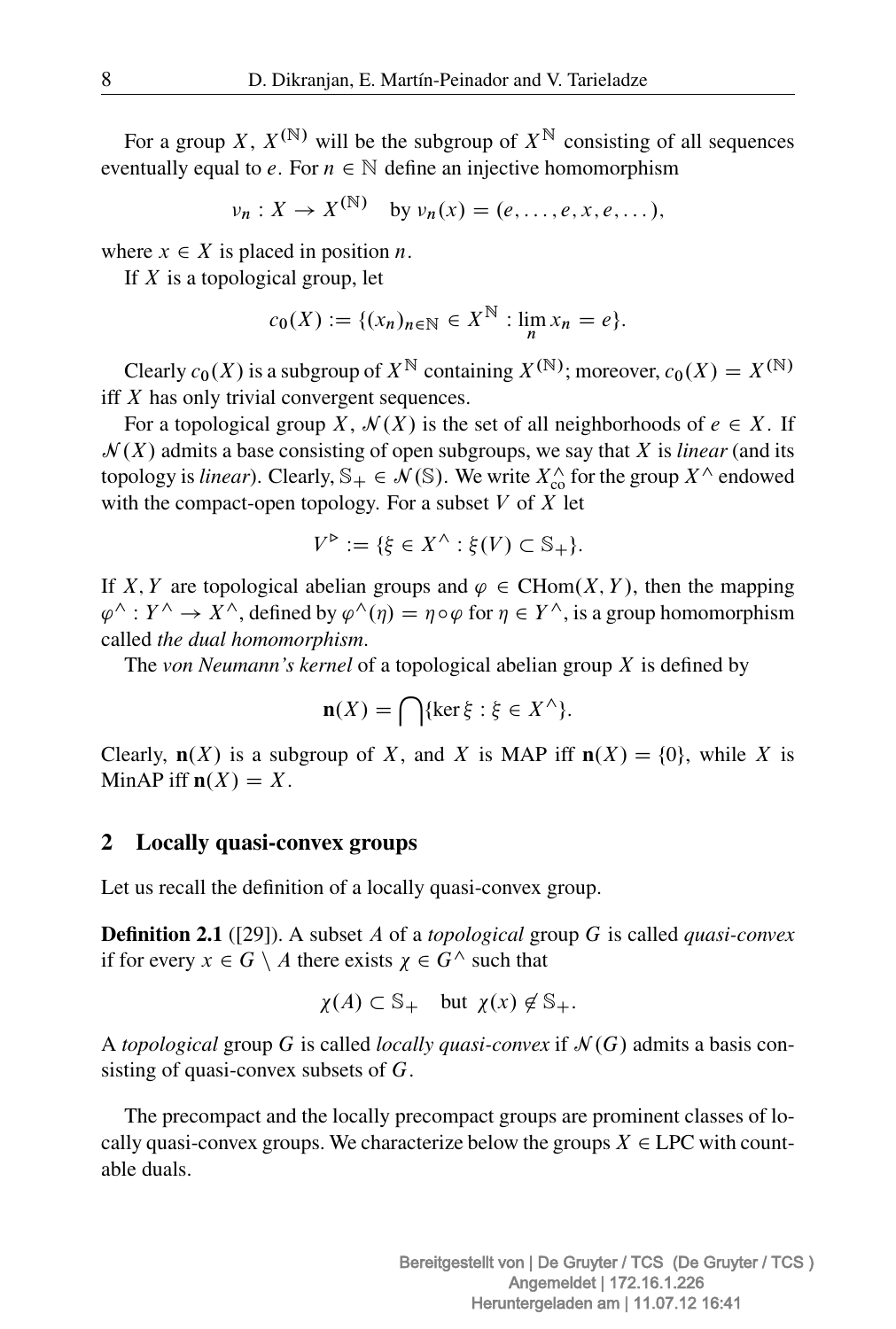For a group $X$, $X^{(\mathbb{N})}$ will be the subgroup of $X^{\mathbb{N}}$ consisting of all sequences eventually equal to $e$. For $n \in \mathbb{N}$ define an injective homomorphism

$$\nu_n : X \to X^{(\mathbb{N})} \quad \text{by } \nu_n(x) = (e, \dots, e, x, e, \dots),$$

where $x \in X$ is placed in position $n$.

If $X$ is a topological group, let

$$c_0(X) := \{(x_n)_{n\in\mathbb{N}} \in X^{\mathbb{N}} : \lim_n x_n = e\}.$$

Clearly $c_0(X)$ is a subgroup of $X^{\mathbb{N}}$ containing $X^{(\mathbb{N})}$; moreover, $c_0(X) = X^{(\mathbb{N})}$ iff $X$ has only trivial convergent sequences.

For a topological group $X$, $\mathcal{N}(X)$ is the set of all neighborhoods of $e \in X$. If $\mathcal{N}(X)$ admits a base consisting of open subgroups, we say that $X$ is *linear* (and its topology is *linear*). Clearly, $\mathbb{S}_+ \in \mathcal{N}(\mathbb{S})$. We write $X^\wedge_{\mathrm{co}}$ for the group $X^\wedge$ endowed with the compact-open topology. For a subset $V$ of $X$ let

$$V^\triangleright := \{\xi \in X^\wedge : \xi(V) \subset \mathbb{S}_+\}.$$

If $X, Y$ are topological abelian groups and $\varphi \in \mathrm{CHom}(X, Y)$, then the mapping $\varphi^\wedge : Y^\wedge \to X^\wedge$, defined by $\varphi^\wedge(\eta) = \eta \circ \varphi$ for $\eta \in Y^\wedge$, is a group homomorphism called *the dual homomorphism*.

The *von Neumann's kernel* of a topological abelian group $X$ is defined by

$$\mathbf{n}(X) = \bigcap\{\ker \xi : \xi \in X^\wedge\}.$$

Clearly, $\mathbf{n}(X)$ is a subgroup of $X$, and $X$ is MAP iff $\mathbf{n}(X) = \{0\}$, while $X$ is MinAP iff $\mathbf{n}(X) = X$.

## 2 Locally quasi-convex groups

Let us recall the definition of a locally quasi-convex group.

**Definition 2.1** ([29]). A subset $A$ of a *topological* group $G$ is called *quasi-convex* if for every $x \in G \setminus A$ there exists $\chi \in G^\wedge$ such that

$$\chi(A) \subset \mathbb{S}_+ \quad \text{but } \chi(x) \notin \mathbb{S}_+.$$

A *topological* group $G$ is called *locally quasi-convex* if $\mathcal{N}(G)$ admits a basis consisting of quasi-convex subsets of $G$.

The precompact and the locally precompact groups are prominent classes of locally quasi-convex groups. We characterize below the groups $X \in \mathrm{LPC}$ with countable duals.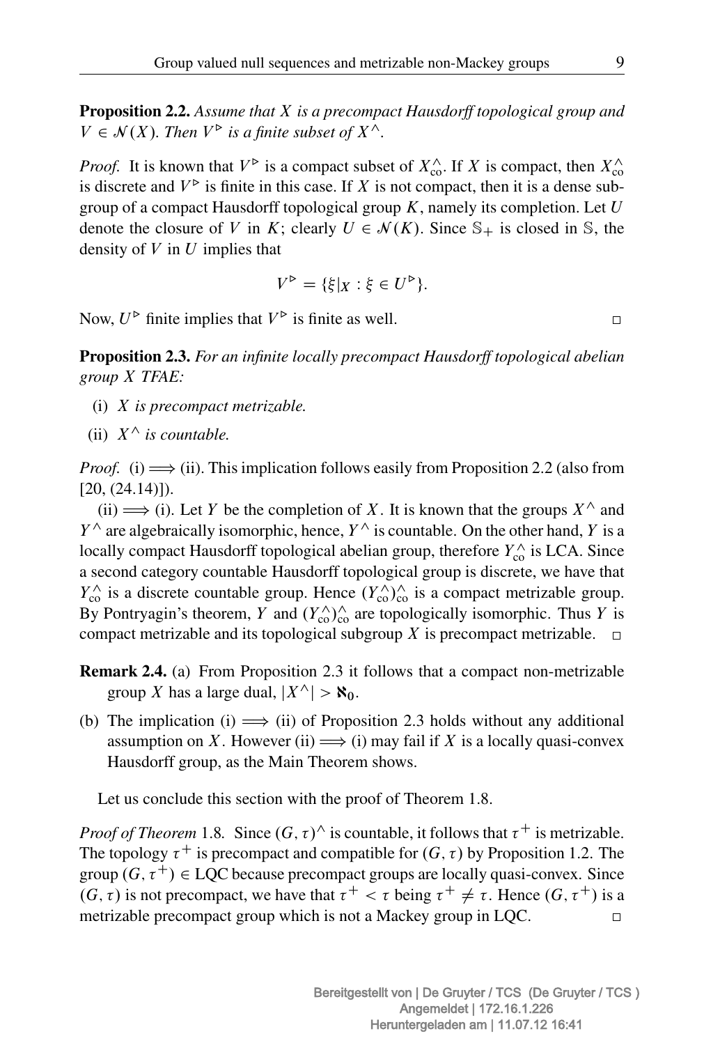**Proposition 2.2.** *Assume that $X$ is a precompact Hausdorff topological group and $V \in \mathcal{N}(X)$. Then $V^{\triangleright}$ is a finite subset of $X^{\wedge}$.*

*Proof.* It is known that $V^{\triangleright}$ is a compact subset of $X^{\wedge}_{\mathrm{co}}$. If $X$ is compact, then $X^{\wedge}_{\mathrm{co}}$ is discrete and $V^{\triangleright}$ is finite in this case. If $X$ is not compact, then it is a dense subgroup of a compact Hausdorff topological group $K$, namely its completion. Let $U$ denote the closure of $V$ in $K$; clearly $U \in \mathcal{N}(K)$. Since $\mathbb{S}_+$ is closed in $\mathbb{S}$, the density of $V$ in $U$ implies that

$$V^{\triangleright} = \{\xi|_X : \xi \in U^{\triangleright}\}.$$

Now, $U^{\triangleright}$ finite implies that $V^{\triangleright}$ is finite as well. □

**Proposition 2.3.** *For an infinite locally precompact Hausdorff topological abelian group $X$ TFAE:*

(i) *$X$ is precompact metrizable.*

(ii) *$X^{\wedge}$ is countable.*

*Proof.* (i) $\Longrightarrow$ (ii). This implication follows easily from Proposition 2.2 (also from [20, (24.14)]).

(ii) $\Longrightarrow$ (i). Let $Y$ be the completion of $X$. It is known that the groups $X^{\wedge}$ and $Y^{\wedge}$ are algebraically isomorphic, hence, $Y^{\wedge}$ is countable. On the other hand, $Y$ is a locally compact Hausdorff topological abelian group, therefore $Y^{\wedge}_{\mathrm{co}}$ is LCA. Since a second category countable Hausdorff topological group is discrete, we have that $Y^{\wedge}_{\mathrm{co}}$ is a discrete countable group. Hence $(Y^{\wedge}_{\mathrm{co}})^{\wedge}_{\mathrm{co}}$ is a compact metrizable group. By Pontryagin's theorem, $Y$ and $(Y^{\wedge}_{\mathrm{co}})^{\wedge}_{\mathrm{co}}$ are topologically isomorphic. Thus $Y$ is compact metrizable and its topological subgroup $X$ is precompact metrizable. □

**Remark 2.4.** (a) From Proposition 2.3 it follows that a compact non-metrizable group $X$ has a large dual, $|X^{\wedge}| > \aleph_0$.

(b) The implication (i) $\Longrightarrow$ (ii) of Proposition 2.3 holds without any additional assumption on $X$. However (ii) $\Longrightarrow$ (i) may fail if $X$ is a locally quasi-convex Hausdorff group, as the Main Theorem shows.

Let us conclude this section with the proof of Theorem 1.8.

*Proof of Theorem* 1.8. Since $(G, \tau)^{\wedge}$ is countable, it follows that $\tau^{+}$ is metrizable. The topology $\tau^{+}$ is precompact and compatible for $(G, \tau)$ by Proposition 1.2. The group $(G, \tau^{+}) \in$ LQC because precompact groups are locally quasi-convex. Since $(G, \tau)$ is not precompact, we have that $\tau^{+} < \tau$ being $\tau^{+} \neq \tau$. Hence $(G, \tau^{+})$ is a metrizable precompact group which is not a Mackey group in LQC. □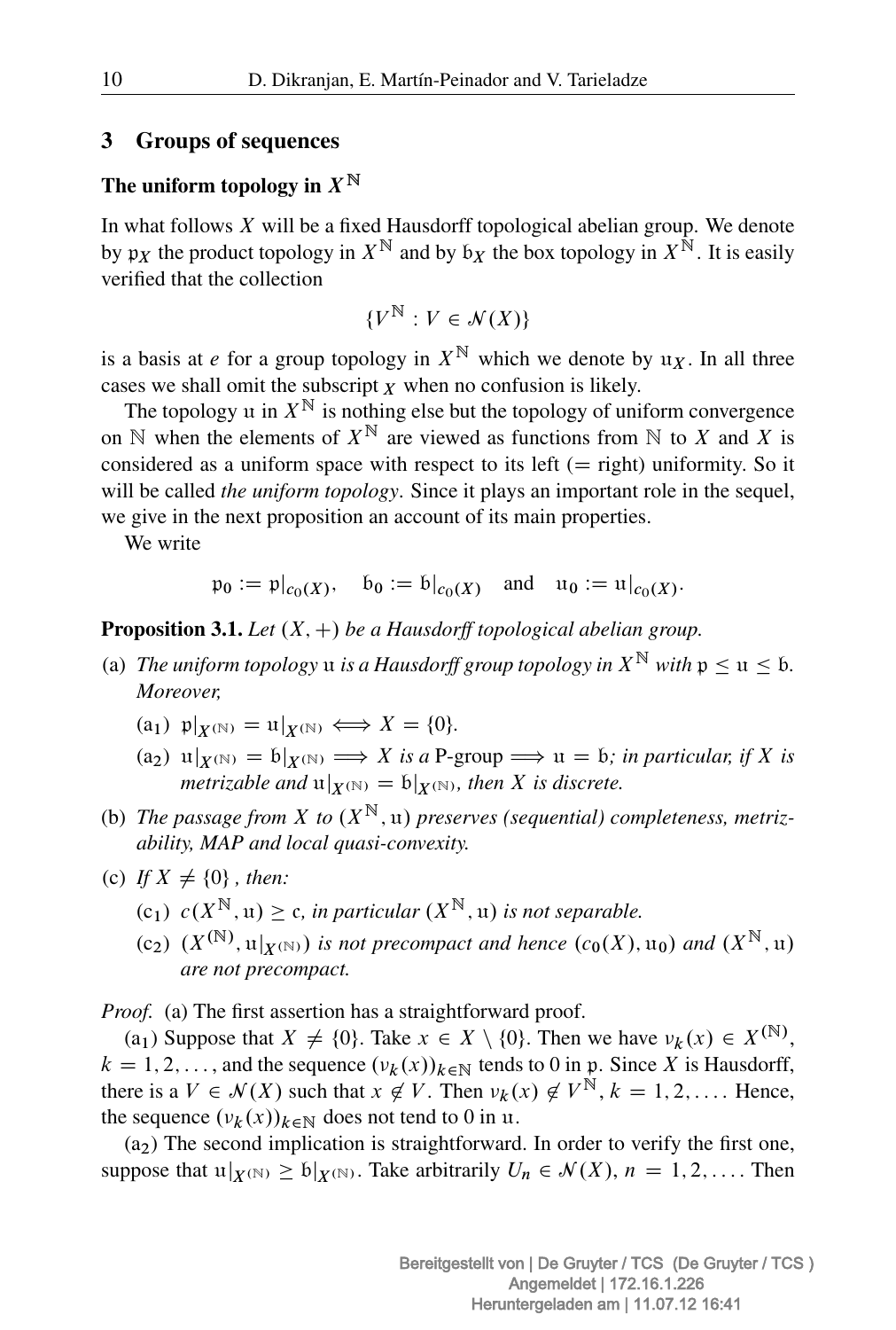## 3 Groups of sequences

### The uniform topology in $X^{\mathbb{N}}$

In what follows $X$ will be a fixed Hausdorff topological abelian group. We denote by $\mathfrak{p}_X$ the product topology in $X^{\mathbb{N}}$ and by $\mathfrak{b}_X$ the box topology in $X^{\mathbb{N}}$. It is easily verified that the collection

$$\{V^{\mathbb{N}} : V \in \mathcal{N}(X)\}$$

is a basis at $e$ for a group topology in $X^{\mathbb{N}}$ which we denote by $\mathfrak{u}_X$. In all three cases we shall omit the subscript $_X$ when no confusion is likely.

The topology $\mathfrak{u}$ in $X^{\mathbb{N}}$ is nothing else but the topology of uniform convergence on $\mathbb{N}$ when the elements of $X^{\mathbb{N}}$ are viewed as functions from $\mathbb{N}$ to $X$ and $X$ is considered as a uniform space with respect to its left (= right) uniformity. So it will be called *the uniform topology*. Since it plays an important role in the sequel, we give in the next proposition an account of its main properties.

We write

$$\mathfrak{p}_0 := \mathfrak{p}|_{c_0(X)}, \quad \mathfrak{b}_0 := \mathfrak{b}|_{c_0(X)} \quad \text{and} \quad \mathfrak{u}_0 := \mathfrak{u}|_{c_0(X)}.$$

**Proposition 3.1.** *Let $(X, +)$ be a Hausdorff topological abelian group.*

(a) *The uniform topology $\mathfrak{u}$ is a Hausdorff group topology in $X^{\mathbb{N}}$ with $\mathfrak{p} \leq \mathfrak{u} \leq \mathfrak{b}$. Moreover,*

 ($a_1$) $\mathfrak{p}|_{X^{(\mathbb{N})}} = \mathfrak{u}|_{X^{(\mathbb{N})}} \iff X = \{0\}$.

 ($a_2$) $\mathfrak{u}|_{X^{(\mathbb{N})}} = \mathfrak{b}|_{X^{(\mathbb{N})}} \implies X$ *is a* P-group $\implies \mathfrak{u} = \mathfrak{b}$*; in particular, if $X$ is metrizable and $\mathfrak{u}|_{X^{(\mathbb{N})}} = \mathfrak{b}|_{X^{(\mathbb{N})}}$, then $X$ is discrete.*

(b) *The passage from $X$ to $(X^{\mathbb{N}}, \mathfrak{u})$ preserves (sequential) completeness, metrizability, MAP and local quasi-convexity.*

(c) *If $X \neq \{0\}$, then:*

 ($c_1$) $c(X^{\mathbb{N}}, \mathfrak{u}) \geq \mathfrak{c}$*, in particular $(X^{\mathbb{N}}, \mathfrak{u})$ is not separable.*

 ($c_2$) *$(X^{(\mathbb{N})}, \mathfrak{u}|_{X^{(\mathbb{N})}})$ is not precompact and hence $(c_0(X), \mathfrak{u}_0)$ and $(X^{\mathbb{N}}, \mathfrak{u})$ are not precompact.*

*Proof.* (a) The first assertion has a straightforward proof.

($a_1$) Suppose that $X \neq \{0\}$. Take $x \in X \setminus \{0\}$. Then we have $\nu_k(x) \in X^{(\mathbb{N})}$, $k = 1, 2, \ldots$, and the sequence $(\nu_k(x))_{k\in\mathbb{N}}$ tends to 0 in $\mathfrak{p}$. Since $X$ is Hausdorff, there is a $V \in \mathcal{N}(X)$ such that $x \notin V$. Then $\nu_k(x) \notin V^{\mathbb{N}}$, $k = 1, 2, \ldots$. Hence, the sequence $(\nu_k(x))_{k\in\mathbb{N}}$ does not tend to 0 in $\mathfrak{u}$.

($a_2$) The second implication is straightforward. In order to verify the first one, suppose that $\mathfrak{u}|_{X^{(\mathbb{N})}} \geq \mathfrak{b}|_{X^{(\mathbb{N})}}$. Take arbitrarily $U_n \in \mathcal{N}(X)$, $n = 1, 2, \ldots$. Then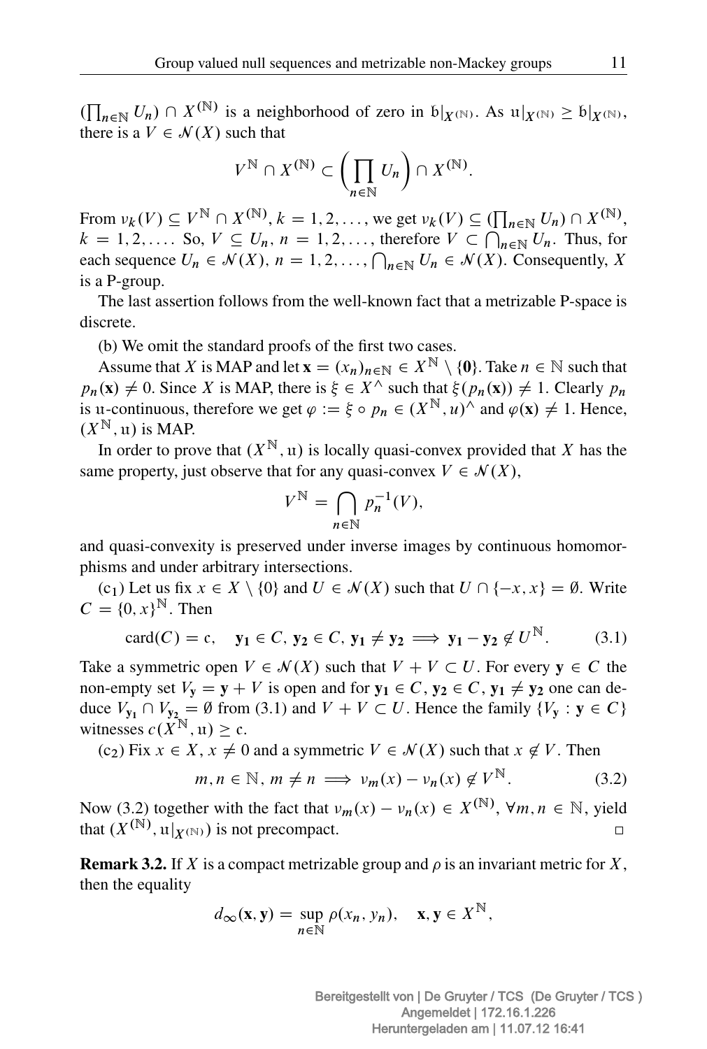$(\prod_{n\in\mathbb{N}} U_n) \cap X^{(\mathbb{N})}$ is a neighborhood of zero in $\mathfrak{b}|_{X^{(\mathbb{N})}}$. As $\mathfrak{u}|_{X^{(\mathbb{N})}} \geq \mathfrak{b}|_{X^{(\mathbb{N})}}$, there is a $V \in \mathcal{N}(X)$ such that

$$V^{\mathbb{N}} \cap X^{(\mathbb{N})} \subset \left(\prod_{n\in\mathbb{N}} U_n\right) \cap X^{(\mathbb{N})}.$$

From $\nu_k(V) \subseteq V^{\mathbb{N}} \cap X^{(\mathbb{N})}$, $k = 1, 2, \ldots$, we get $\nu_k(V) \subseteq (\prod_{n\in\mathbb{N}} U_n) \cap X^{(\mathbb{N})}$, $k = 1, 2, \ldots$. So, $V \subseteq U_n$, $n = 1, 2, \ldots$, therefore $V \subset \bigcap_{n\in\mathbb{N}} U_n$. Thus, for each sequence $U_n \in \mathcal{N}(X)$, $n = 1, 2, \ldots$, $\bigcap_{n\in\mathbb{N}} U_n \in \mathcal{N}(X)$. Consequently, $X$ is a P-group.

The last assertion follows from the well-known fact that a metrizable P-space is discrete.

(b) We omit the standard proofs of the first two cases.

Assume that $X$ is MAP and let $\mathbf{x} = (x_n)_{n\in\mathbb{N}} \in X^{\mathbb{N}} \setminus \{\mathbf{0}\}$. Take $n \in \mathbb{N}$ such that $p_n(\mathbf{x}) \neq 0$. Since $X$ is MAP, there is $\xi \in X^\wedge$ such that $\xi(p_n(\mathbf{x})) \neq 1$. Clearly $p_n$ is $\mathfrak{u}$-continuous, therefore we get $\varphi := \xi \circ p_n \in (X^{\mathbb{N}}, u)^\wedge$ and $\varphi(\mathbf{x}) \neq 1$. Hence, $(X^{\mathbb{N}}, \mathfrak{u})$ is MAP.

In order to prove that $(X^{\mathbb{N}}, \mathfrak{u})$ is locally quasi-convex provided that $X$ has the same property, just observe that for any quasi-convex $V \in \mathcal{N}(X)$,

$$V^{\mathbb{N}} = \bigcap_{n\in\mathbb{N}} p_n^{-1}(V),$$

and quasi-convexity is preserved under inverse images by continuous homomorphisms and under arbitrary intersections.

($c_1$) Let us fix $x \in X \setminus \{0\}$ and $U \in \mathcal{N}(X)$ such that $U \cap \{-x, x\} = \emptyset$. Write $C = \{0, x\}^{\mathbb{N}}$. Then

$$\operatorname{card}(C) = \mathfrak{c}, \quad \mathbf{y_1} \in C,\ \mathbf{y_2} \in C,\ \mathbf{y_1} \neq \mathbf{y_2} \implies \mathbf{y_1} - \mathbf{y_2} \notin U^{\mathbb{N}}. \tag{3.1}$$

Take a symmetric open $V \in \mathcal{N}(X)$ such that $V + V \subset U$. For every $\mathbf{y} \in C$ the non-empty set $V_{\mathbf{y}} = \mathbf{y} + V$ is open and for $\mathbf{y_1} \in C$, $\mathbf{y_2} \in C$, $\mathbf{y_1} \neq \mathbf{y_2}$ one can deduce $V_{\mathbf{y_1}} \cap V_{\mathbf{y_2}} = \emptyset$ from (3.1) and $V + V \subset U$. Hence the family $\{V_{\mathbf{y}} : \mathbf{y} \in C\}$ witnesses $c(X^{\mathbb{N}}, \mathfrak{u}) \geq \mathfrak{c}$.

($c_2$) Fix $x \in X$, $x \neq 0$ and a symmetric $V \in \mathcal{N}(X)$ such that $x \notin V$. Then

$$m, n \in \mathbb{N},\ m \neq n \implies \nu_m(x) - \nu_n(x) \notin V^{\mathbb{N}}. \tag{3.2}$$

Now (3.2) together with the fact that $\nu_m(x) - \nu_n(x) \in X^{(\mathbb{N})}$, $\forall m, n \in \mathbb{N}$, yield that $(X^{(\mathbb{N})}, \mathfrak{u}|_{X^{(\mathbb{N})}})$ is not precompact. □

**Remark 3.2.** If $X$ is a compact metrizable group and $\rho$ is an invariant metric for $X$, then the equality

$$d_\infty(\mathbf{x}, \mathbf{y}) = \sup_{n\in\mathbb{N}} \rho(x_n, y_n), \quad \mathbf{x}, \mathbf{y} \in X^{\mathbb{N}},$$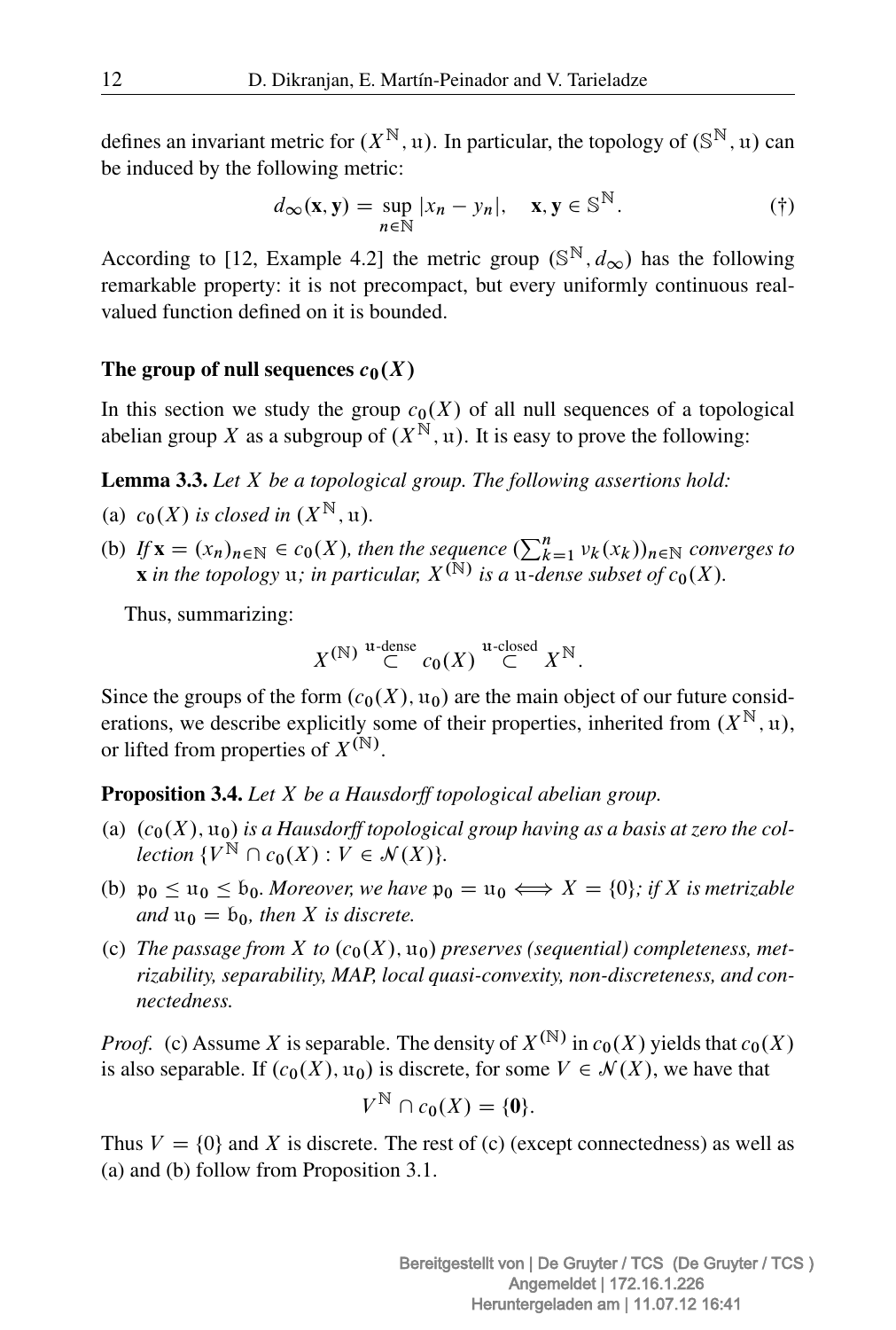defines an invariant metric for $(X^{\mathbb{N}}, \mathfrak{u})$. In particular, the topology of $(\mathbb{S}^{\mathbb{N}}, \mathfrak{u})$ can be induced by the following metric:

$$d_\infty(\mathbf{x}, \mathbf{y}) = \sup_{n \in \mathbb{N}} |x_n - y_n|, \quad \mathbf{x}, \mathbf{y} \in \mathbb{S}^{\mathbb{N}}. \tag{†}$$

According to [12, Example 4.2] the metric group $(\mathbb{S}^{\mathbb{N}}, d_\infty)$ has the following remarkable property: it is not precompact, but every uniformly continuous real-valued function defined on it is bounded.

### The group of null sequences $c_0(X)$

In this section we study the group $c_0(X)$ of all null sequences of a topological abelian group $X$ as a subgroup of $(X^{\mathbb{N}}, \mathfrak{u})$. It is easy to prove the following:

**Lemma 3.3.** *Let $X$ be a topological group. The following assertions hold:*

(a) *$c_0(X)$ is closed in $(X^{\mathbb{N}}, \mathfrak{u})$.*

(b) *If $\mathbf{x} = (x_n)_{n \in \mathbb{N}} \in c_0(X)$, then the sequence $(\sum_{k=1}^{n} \nu_k(x_k))_{n \in \mathbb{N}}$ converges to $\mathbf{x}$ in the topology $\mathfrak{u}$; in particular, $X^{(\mathbb{N})}$ is a $\mathfrak{u}$-dense subset of $c_0(X)$.*

Thus, summarizing:

$$X^{(\mathbb{N})} \overset{\mathfrak{u}\text{-dense}}{\subset} c_0(X) \overset{\mathfrak{u}\text{-closed}}{\subset} X^{\mathbb{N}}.$$

Since the groups of the form $(c_0(X), \mathfrak{u}_0)$ are the main object of our future considerations, we describe explicitly some of their properties, inherited from $(X^{\mathbb{N}}, \mathfrak{u})$, or lifted from properties of $X^{(\mathbb{N})}$.

**Proposition 3.4.** *Let $X$ be a Hausdorff topological abelian group.*

(a) *$(c_0(X), \mathfrak{u}_0)$ is a Hausdorff topological group having as a basis at zero the collection $\{V^{\mathbb{N}} \cap c_0(X) : V \in \mathcal{N}(X)\}$.*

(b) *$\mathfrak{p}_0 \leq \mathfrak{u}_0 \leq \mathfrak{b}_0$. Moreover, we have $\mathfrak{p}_0 = \mathfrak{u}_0 \iff X = \{0\}$; if $X$ is metrizable and $\mathfrak{u}_0 = \mathfrak{b}_0$, then $X$ is discrete.*

(c) *The passage from $X$ to $(c_0(X), \mathfrak{u}_0)$ preserves (sequential) completeness, metrizability, separability, MAP, local quasi-convexity, non-discreteness, and connectedness.*

*Proof.* (c) Assume $X$ is separable. The density of $X^{(\mathbb{N})}$ in $c_0(X)$ yields that $c_0(X)$ is also separable. If $(c_0(X), \mathfrak{u}_0)$ is discrete, for some $V \in \mathcal{N}(X)$, we have that

$$V^{\mathbb{N}} \cap c_0(X) = \{\mathbf{0}\}.$$

Thus $V = \{0\}$ and $X$ is discrete. The rest of (c) (except connectedness) as well as (a) and (b) follow from Proposition 3.1.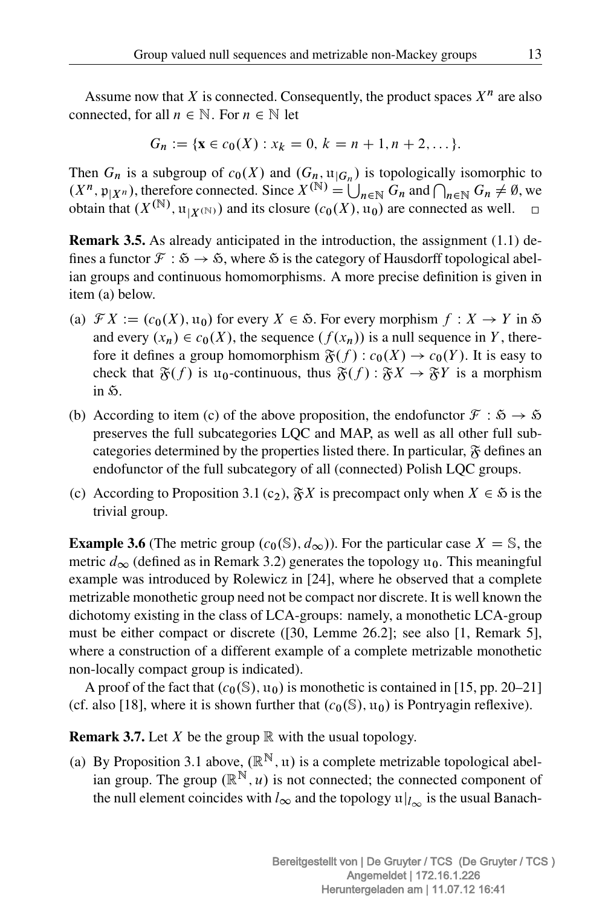Assume now that $X$ is connected. Consequently, the product spaces $X^n$ are also connected, for all $n \in \mathbb{N}$. For $n \in \mathbb{N}$ let

$$G_n := \{\mathbf{x} \in c_0(X) : x_k = 0,\ k = n+1, n+2, \dots\}.$$

Then $G_n$ is a subgroup of $c_0(X)$ and $(G_n, \mathfrak{u}_{|G_n})$ is topologically isomorphic to $(X^n, \mathfrak{p}_{|X^n})$, therefore connected. Since $X^{(\mathbb{N})} = \bigcup_{n\in\mathbb{N}} G_n$ and $\bigcap_{n\in\mathbb{N}} G_n \neq \emptyset$, we obtain that $(X^{(\mathbb{N})}, \mathfrak{u}_{|X^{(\mathbb{N})}})$ and its closure $(c_0(X), \mathfrak{u}_0)$ are connected as well. □

**Remark 3.5.** As already anticipated in the introduction, the assignment (1.1) defines a functor $\mathcal{F} : \mathfrak{H} \to \mathfrak{H}$, where $\mathfrak{H}$ is the category of Hausdorff topological abelian groups and continuous homomorphisms. A more precise definition is given in item (a) below.

(a) $\mathcal{F} X := (c_0(X), \mathfrak{u}_0)$ for every $X \in \mathfrak{H}$. For every morphism $f : X \to Y$ in $\mathfrak{H}$ and every $(x_n) \in c_0(X)$, the sequence $(f(x_n))$ is a null sequence in $Y$, therefore it defines a group homomorphism $\mathfrak{F}(f) : c_0(X) \to c_0(Y)$. It is easy to check that $\mathfrak{F}(f)$ is $\mathfrak{u}_0$-continuous, thus $\mathfrak{F}(f) : \mathfrak{F}X \to \mathfrak{F}Y$ is a morphism in $\mathfrak{H}$.

(b) According to item (c) of the above proposition, the endofunctor $\mathcal{F} : \mathfrak{H} \to \mathfrak{H}$ preserves the full subcategories LQC and MAP, as well as all other full subcategories determined by the properties listed there. In particular, $\mathfrak{F}$ defines an endofunctor of the full subcategory of all (connected) Polish LQC groups.

(c) According to Proposition 3.1 ($c_2$), $\mathfrak{F}X$ is precompact only when $X \in \mathfrak{H}$ is the trivial group.

**Example 3.6** (The metric group $(c_0(\mathbb{S}), d_\infty)$). For the particular case $X = \mathbb{S}$, the metric $d_\infty$ (defined as in Remark 3.2) generates the topology $\mathfrak{u}_0$. This meaningful example was introduced by Rolewicz in [24], where he observed that a complete metrizable monothetic group need not be compact nor discrete. It is well known the dichotomy existing in the class of LCA-groups: namely, a monothetic LCA-group must be either compact or discrete ([30, Lemme 26.2]; see also [1, Remark 5], where a construction of a different example of a complete metrizable monothetic non-locally compact group is indicated).

A proof of the fact that $(c_0(\mathbb{S}), \mathfrak{u}_0)$ is monothetic is contained in [15, pp. 20–21] (cf. also [18], where it is shown further that $(c_0(\mathbb{S}), \mathfrak{u}_0)$ is Pontryagin reflexive).

**Remark 3.7.** Let $X$ be the group $\mathbb{R}$ with the usual topology.

(a) By Proposition 3.1 above, $(\mathbb{R}^\mathbb{N}, \mathfrak{u})$ is a complete metrizable topological abelian group. The group $(\mathbb{R}^\mathbb{N}, u)$ is not connected; the connected component of the null element coincides with $l_\infty$ and the topology $\mathfrak{u}|_{l_\infty}$ is the usual Banach-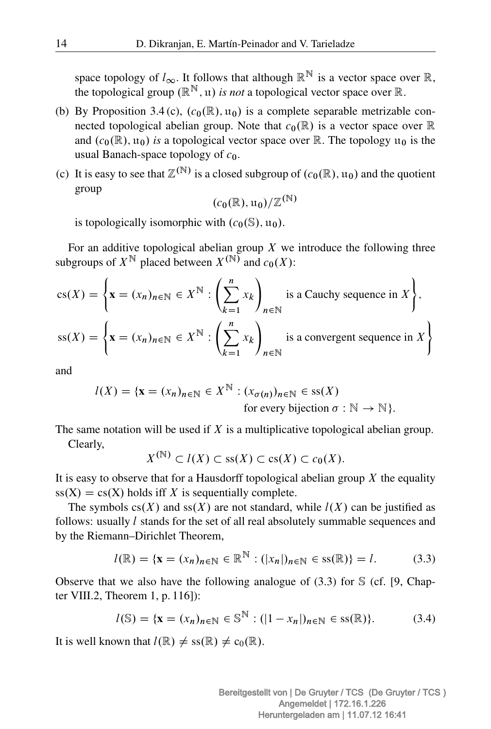space topology of $l_\infty$. It follows that although $\mathbb{R}^{\mathbb{N}}$ is a vector space over $\mathbb{R}$, the topological group $(\mathbb{R}^{\mathbb{N}}, \mathfrak{u})$ *is not* a topological vector space over $\mathbb{R}$.

(b) By Proposition 3.4 (c), $(c_0(\mathbb{R}), \mathfrak{u}_0)$ is a complete separable metrizable connected topological abelian group. Note that $c_0(\mathbb{R})$ is a vector space over $\mathbb{R}$ and $(c_0(\mathbb{R}), \mathfrak{u}_0)$ *is* a topological vector space over $\mathbb{R}$. The topology $\mathfrak{u}_0$ is the usual Banach-space topology of $c_0$.

(c) It is easy to see that $\mathbb{Z}^{(\mathbb{N})}$ is a closed subgroup of $(c_0(\mathbb{R}), \mathfrak{u}_0)$ and the quotient group
$$(c_0(\mathbb{R}), \mathfrak{u}_0)/\mathbb{Z}^{(\mathbb{N})}$$
is topologically isomorphic with $(c_0(\mathbb{S}), \mathfrak{u}_0)$.

For an additive topological abelian group $X$ we introduce the following three subgroups of $X^{\mathbb{N}}$ placed between $X^{(\mathbb{N})}$ and $c_0(X)$:

$$\mathrm{cs}(X) = \left\{ \mathbf{x} = (x_n)_{n\in\mathbb{N}} \in X^{\mathbb{N}} : \left( \sum_{k=1}^{n} x_k \right)_{n\in\mathbb{N}} \text{ is a Cauchy sequence in } X \right\},$$

$$\mathrm{ss}(X) = \left\{ \mathbf{x} = (x_n)_{n\in\mathbb{N}} \in X^{\mathbb{N}} : \left( \sum_{k=1}^{n} x_k \right)_{n\in\mathbb{N}} \text{ is a convergent sequence in } X \right\}$$

and

$$l(X) = \{ \mathbf{x} = (x_n)_{n\in\mathbb{N}} \in X^{\mathbb{N}} : (x_{\sigma(n)})_{n\in\mathbb{N}} \in \mathrm{ss}(X) \text{ for every bijection } \sigma : \mathbb{N} \to \mathbb{N} \}.$$

The same notation will be used if $X$ is a multiplicative topological abelian group.

Clearly,
$$X^{(\mathbb{N})} \subset l(X) \subset \mathrm{ss}(X) \subset \mathrm{cs}(X) \subset c_0(X).$$

It is easy to observe that for a Hausdorff topological abelian group $X$ the equality $\mathrm{ss(X)} = \mathrm{cs(X)}$ holds iff $X$ is sequentially complete.

The symbols $\mathrm{cs}(X)$ and $\mathrm{ss}(X)$ are not standard, while $l(X)$ can be justified as follows: usually $l$ stands for the set of all real absolutely summable sequences and by the Riemann–Dirichlet Theorem,

$$l(\mathbb{R}) = \{ \mathbf{x} = (x_n)_{n\in\mathbb{N}} \in \mathbb{R}^{\mathbb{N}} : (|x_n|)_{n\in\mathbb{N}} \in \mathrm{ss}(\mathbb{R}) \} = l. \tag{3.3}$$

Observe that we also have the following analogue of (3.3) for $\mathbb{S}$ (cf. [9, Chapter VIII.2, Theorem 1, p. 116]):

$$l(\mathbb{S}) = \{ \mathbf{x} = (x_n)_{n\in\mathbb{N}} \in \mathbb{S}^{\mathbb{N}} : (|1 - x_n|)_{n\in\mathbb{N}} \in \mathrm{ss}(\mathbb{R}) \}. \tag{3.4}$$

It is well known that $l(\mathbb{R}) \neq \mathrm{ss}(\mathbb{R}) \neq \mathrm{c}_0(\mathbb{R})$.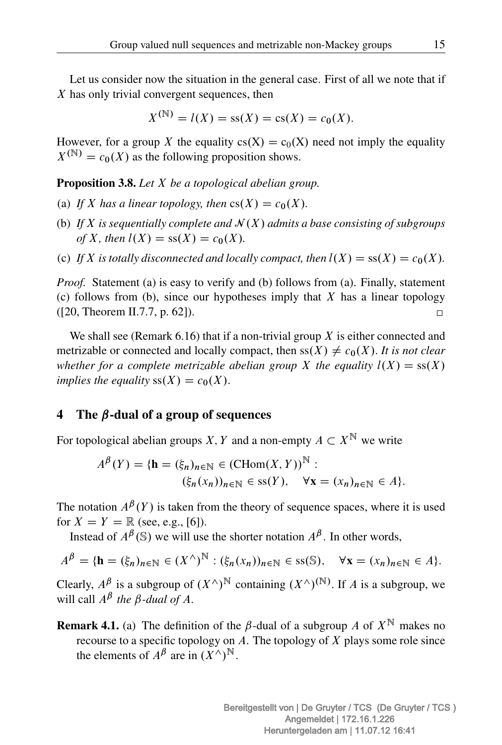Let us consider now the situation in the general case. First of all we note that if $X$ has only trivial convergent sequences, then

$$X^{(\mathbb{N})} = l(X) = \mathrm{ss}(X) = \mathrm{cs}(X) = c_0(X).$$

However, for a group $X$ the equality cs(X) = c$_0$(X) need not imply the equality $X^{(\mathbb{N})} = c_0(X)$ as the following proposition shows.

**Proposition 3.8.** *Let $X$ be a topological abelian group.*

(a) *If $X$ has a linear topology, then* $\mathrm{cs}(X) = c_0(X)$.

(b) *If $X$ is sequentially complete and $\mathcal{N}(X)$ admits a base consisting of subgroups of $X$, then $l(X) = \mathrm{ss}(X) = c_0(X)$.*

(c) *If $X$ is totally disconnected and locally compact, then $l(X) = \mathrm{ss}(X) = c_0(X)$.*

*Proof.* Statement (a) is easy to verify and (b) follows from (a). Finally, statement (c) follows from (b), since our hypotheses imply that $X$ has a linear topology ([20, Theorem II.7.7, p. 62]). □

We shall see (Remark 6.16) that if a non-trivial group $X$ is either connected and metrizable or connected and locally compact, then $\mathrm{ss}(X) \neq c_0(X)$. *It is not clear whether for a complete metrizable abelian group $X$ the equality $l(X) = \mathrm{ss}(X)$ implies the equality* $\mathrm{ss}(X) = c_0(X)$.

## 4 The $\beta$-dual of a group of sequences

For topological abelian groups $X, Y$ and a non-empty $A \subset X^{\mathbb{N}}$ we write

$$A^{\beta}(Y) = \{\mathbf{h} = (\xi_n)_{n\in\mathbb{N}} \in (\mathrm{CHom}(X,Y))^{\mathbb{N}} : (\xi_n(x_n))_{n\in\mathbb{N}} \in \mathrm{ss}(Y), \quad \forall \mathbf{x} = (x_n)_{n\in\mathbb{N}} \in A\}.$$

The notation $A^{\beta}(Y)$ is taken from the theory of sequence spaces, where it is used for $X = Y = \mathbb{R}$ (see, e.g., [6]).

Instead of $A^{\beta}(\mathbb{S})$ we will use the shorter notation $A^{\beta}$. In other words,

$$A^{\beta} = \{\mathbf{h} = (\xi_n)_{n\in\mathbb{N}} \in (X^{\wedge})^{\mathbb{N}} : (\xi_n(x_n))_{n\in\mathbb{N}} \in \mathrm{ss}(\mathbb{S}), \quad \forall \mathbf{x} = (x_n)_{n\in\mathbb{N}} \in A\}.$$

Clearly, $A^{\beta}$ is a subgroup of $(X^{\wedge})^{\mathbb{N}}$ containing $(X^{\wedge})^{(\mathbb{N})}$. If $A$ is a subgroup, we will call $A^{\beta}$ *the $\beta$-dual of $A$.*

**Remark 4.1.** (a) The definition of the $\beta$-dual of a subgroup $A$ of $X^{\mathbb{N}}$ makes no recourse to a specific topology on $A$. The topology of $X$ plays some role since the elements of $A^{\beta}$ are in $(X^{\wedge})^{\mathbb{N}}$.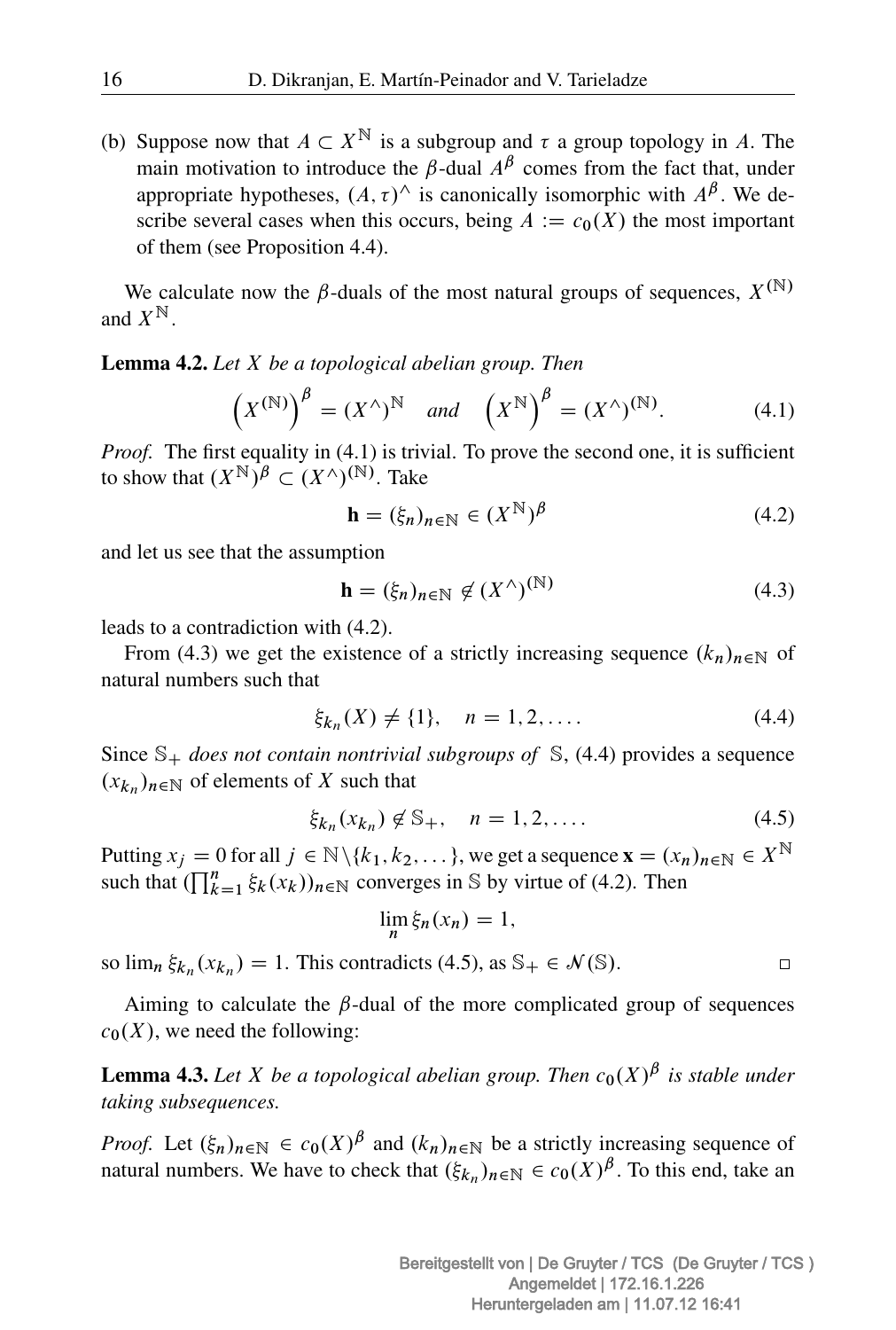(b) Suppose now that $A \subset X^{\mathbb{N}}$ is a subgroup and $\tau$ a group topology in $A$. The main motivation to introduce the $\beta$-dual $A^\beta$ comes from the fact that, under appropriate hypotheses, $(A,\tau)^\wedge$ is canonically isomorphic with $A^\beta$. We describe several cases when this occurs, being $A := c_0(X)$ the most important of them (see Proposition 4.4).

We calculate now the $\beta$-duals of the most natural groups of sequences, $X^{(\mathbb{N})}$ and $X^{\mathbb{N}}$.

**Lemma 4.2.** *Let $X$ be a topological abelian group. Then*

$$\left(X^{(\mathbb{N})}\right)^\beta = (X^\wedge)^{\mathbb{N}} \quad \text{and} \quad \left(X^{\mathbb{N}}\right)^\beta = (X^\wedge)^{(\mathbb{N})}. \tag{4.1}$$

*Proof.* The first equality in (4.1) is trivial. To prove the second one, it is sufficient to show that $(X^{\mathbb{N}})^\beta \subset (X^\wedge)^{(\mathbb{N})}$. Take

$$\mathbf{h} = (\xi_n)_{n\in\mathbb{N}} \in (X^{\mathbb{N}})^\beta \tag{4.2}$$

and let us see that the assumption

$$\mathbf{h} = (\xi_n)_{n\in\mathbb{N}} \notin (X^\wedge)^{(\mathbb{N})} \tag{4.3}$$

leads to a contradiction with (4.2).

From (4.3) we get the existence of a strictly increasing sequence $(k_n)_{n\in\mathbb{N}}$ of natural numbers such that

$$\xi_{k_n}(X) \neq \{1\}, \quad n = 1, 2, \dots. \tag{4.4}$$

Since $\mathbb{S}_+$ *does not contain nontrivial subgroups of* $\mathbb{S}$, (4.4) provides a sequence $(x_{k_n})_{n\in\mathbb{N}}$ of elements of $X$ such that

$$\xi_{k_n}(x_{k_n}) \notin \mathbb{S}_+, \quad n = 1, 2, \dots. \tag{4.5}$$

Putting $x_j = 0$ for all $j \in \mathbb{N}\setminus\{k_1, k_2, \dots\}$, we get a sequence $\mathbf{x} = (x_n)_{n\in\mathbb{N}} \in X^{\mathbb{N}}$ such that $(\prod_{k=1}^n \xi_k(x_k))_{n\in\mathbb{N}}$ converges in $\mathbb{S}$ by virtue of (4.2). Then

$$\lim_n \xi_n(x_n) = 1,$$

so $\lim_n \xi_{k_n}(x_{k_n}) = 1$. This contradicts (4.5), as $\mathbb{S}_+ \in \mathcal{N}(\mathbb{S})$. □

Aiming to calculate the $\beta$-dual of the more complicated group of sequences $c_0(X)$, we need the following:

**Lemma 4.3.** *Let $X$ be a topological abelian group. Then $c_0(X)^\beta$ is stable under taking subsequences.*

*Proof.* Let $(\xi_n)_{n\in\mathbb{N}} \in c_0(X)^\beta$ and $(k_n)_{n\in\mathbb{N}}$ be a strictly increasing sequence of natural numbers. We have to check that $(\xi_{k_n})_{n\in\mathbb{N}} \in c_0(X)^\beta$. To this end, take an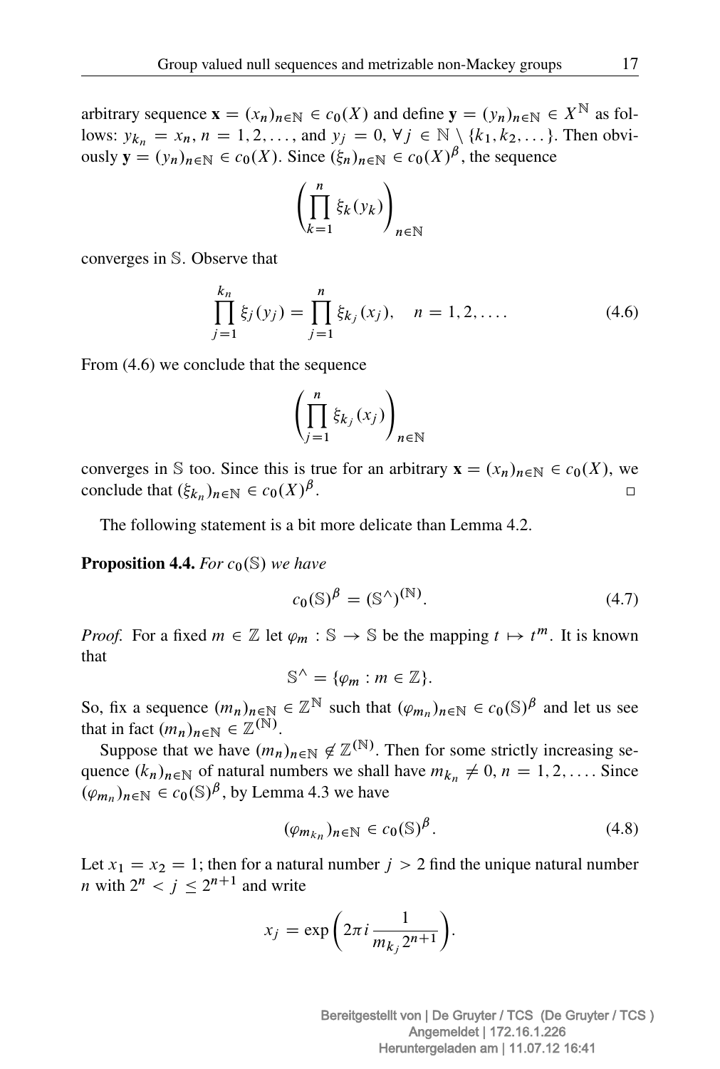arbitrary sequence $\mathbf{x} = (x_n)_{n\in\mathbb{N}} \in c_0(X)$ and define $\mathbf{y} = (y_n)_{n\in\mathbb{N}} \in X^{\mathbb{N}}$ as follows: $y_{k_n} = x_n$, $n = 1, 2, \dots$, and $y_j = 0$, $\forall j \in \mathbb{N} \setminus \{k_1, k_2, \dots\}$. Then obviously $\mathbf{y} = (y_n)_{n\in\mathbb{N}} \in c_0(X)$. Since $(\xi_n)_{n\in\mathbb{N}} \in c_0(X)^\beta$, the sequence

$$\left(\prod_{k=1}^{n} \xi_k(y_k)\right)_{n\in\mathbb{N}}$$

converges in $\mathbb{S}$. Observe that

$$\prod_{j=1}^{k_n} \xi_j(y_j) = \prod_{j=1}^{n} \xi_{k_j}(x_j), \quad n = 1, 2, \dots. \tag{4.6}$$

From (4.6) we conclude that the sequence

$$\left(\prod_{j=1}^{n} \xi_{k_j}(x_j)\right)_{n\in\mathbb{N}}$$

converges in $\mathbb{S}$ too. Since this is true for an arbitrary $\mathbf{x} = (x_n)_{n\in\mathbb{N}} \in c_0(X)$, we conclude that $(\xi_{k_n})_{n\in\mathbb{N}} \in c_0(X)^\beta$. □

The following statement is a bit more delicate than Lemma 4.2.

**Proposition 4.4.** *For $c_0(\mathbb{S})$ we have*

$$c_0(\mathbb{S})^\beta = (\mathbb{S}^\wedge)^{(\mathbb{N})}. \tag{4.7}$$

*Proof.* For a fixed $m \in \mathbb{Z}$ let $\varphi_m : \mathbb{S} \to \mathbb{S}$ be the mapping $t \mapsto t^m$. It is known that

$$\mathbb{S}^\wedge = \{\varphi_m : m \in \mathbb{Z}\}.$$

So, fix a sequence $(m_n)_{n\in\mathbb{N}} \in \mathbb{Z}^{\mathbb{N}}$ such that $(\varphi_{m_n})_{n\in\mathbb{N}} \in c_0(\mathbb{S})^\beta$ and let us see that in fact $(m_n)_{n\in\mathbb{N}} \in \mathbb{Z}^{(\mathbb{N})}$.

Suppose that we have $(m_n)_{n\in\mathbb{N}} \notin \mathbb{Z}^{(\mathbb{N})}$. Then for some strictly increasing sequence $(k_n)_{n\in\mathbb{N}}$ of natural numbers we shall have $m_{k_n} \neq 0$, $n = 1, 2, \dots$. Since $(\varphi_{m_n})_{n\in\mathbb{N}} \in c_0(\mathbb{S})^\beta$, by Lemma 4.3 we have

$$(\varphi_{m_{k_n}})_{n\in\mathbb{N}} \in c_0(\mathbb{S})^\beta. \tag{4.8}$$

Let $x_1 = x_2 = 1$; then for a natural number $j > 2$ find the unique natural number $n$ with $2^n < j \le 2^{n+1}$ and write

$$x_j = \exp\left(2\pi i \frac{1}{m_{k_j} 2^{n+1}}\right).$$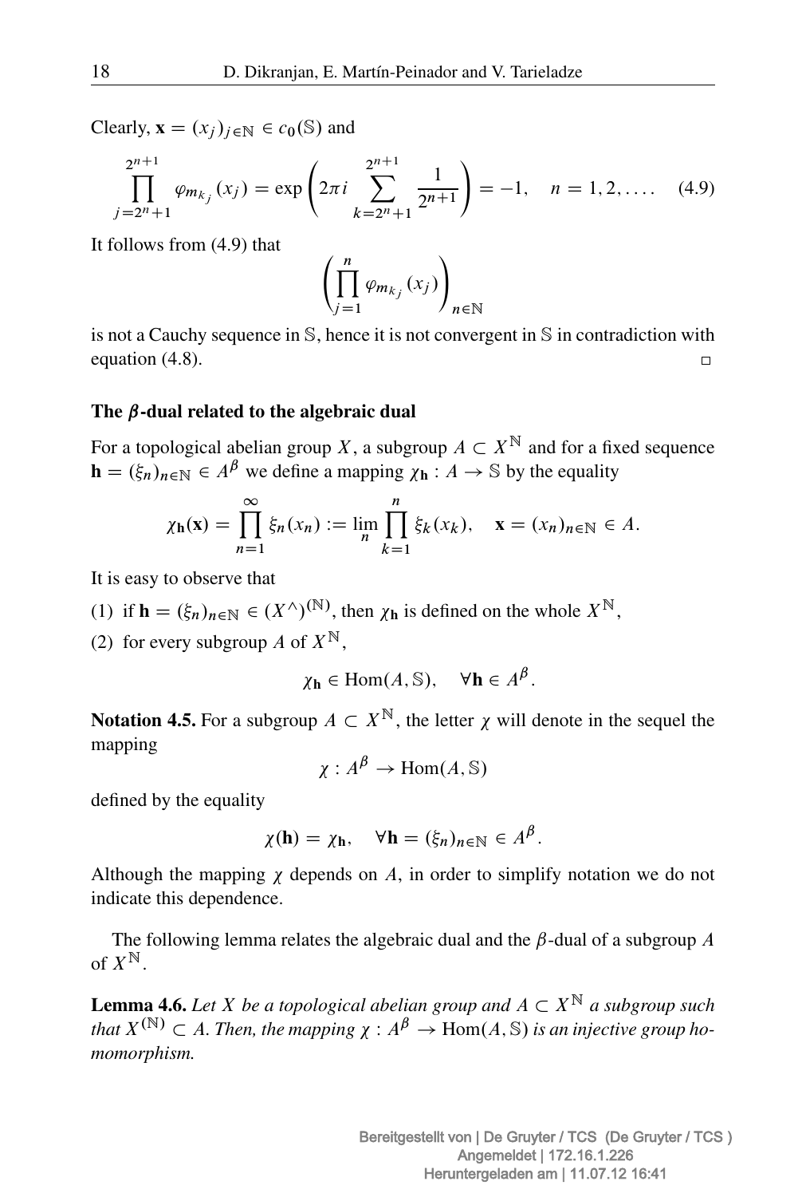Clearly, $\mathbf{x} = (x_j)_{j\in\mathbb{N}} \in c_0(\mathbb{S})$ and

$$\prod_{j=2^n+1}^{2^{n+1}} \varphi_{m_{k_j}}(x_j) = \exp\left(2\pi i \sum_{k=2^n+1}^{2^{n+1}} \frac{1}{2^{n+1}}\right) = -1, \quad n = 1, 2, \ldots. \tag{4.9}$$

It follows from (4.9) that

$$\left(\prod_{j=1}^{n} \varphi_{m_{k_j}}(x_j)\right)_{n\in\mathbb{N}}$$

is not a Cauchy sequence in $\mathbb{S}$, hence it is not convergent in $\mathbb{S}$ in contradiction with equation (4.8). □

**The $\beta$-dual related to the algebraic dual**

For a topological abelian group $X$, a subgroup $A \subset X^{\mathbb{N}}$ and for a fixed sequence $\mathbf{h} = (\xi_n)_{n\in\mathbb{N}} \in A^{\beta}$ we define a mapping $\chi_{\mathbf{h}} : A \to \mathbb{S}$ by the equality

$$\chi_{\mathbf{h}}(\mathbf{x}) = \prod_{n=1}^{\infty} \xi_n(x_n) := \lim_n \prod_{k=1}^{n} \xi_k(x_k), \quad \mathbf{x} = (x_n)_{n\in\mathbb{N}} \in A.$$

It is easy to observe that

(1) if $\mathbf{h} = (\xi_n)_{n\in\mathbb{N}} \in (X^\wedge)^{(\mathbb{N})}$, then $\chi_{\mathbf{h}}$ is defined on the whole $X^{\mathbb{N}}$,

(2) for every subgroup $A$ of $X^{\mathbb{N}}$,

$$\chi_{\mathbf{h}} \in \operatorname{Hom}(A, \mathbb{S}), \quad \forall \mathbf{h} \in A^{\beta}.$$

**Notation 4.5.** For a subgroup $A \subset X^{\mathbb{N}}$, the letter $\chi$ will denote in the sequel the mapping

$$\chi : A^{\beta} \to \operatorname{Hom}(A, \mathbb{S})$$

defined by the equality

$$\chi(\mathbf{h}) = \chi_{\mathbf{h}}, \quad \forall \mathbf{h} = (\xi_n)_{n\in\mathbb{N}} \in A^{\beta}.$$

Although the mapping $\chi$ depends on $A$, in order to simplify notation we do not indicate this dependence.

The following lemma relates the algebraic dual and the $\beta$-dual of a subgroup $A$ of $X^{\mathbb{N}}$.

**Lemma 4.6.** *Let $X$ be a topological abelian group and $A \subset X^{\mathbb{N}}$ a subgroup such that $X^{(\mathbb{N})} \subset A$. Then, the mapping $\chi : A^{\beta} \to \operatorname{Hom}(A, \mathbb{S})$ is an injective group homomorphism.*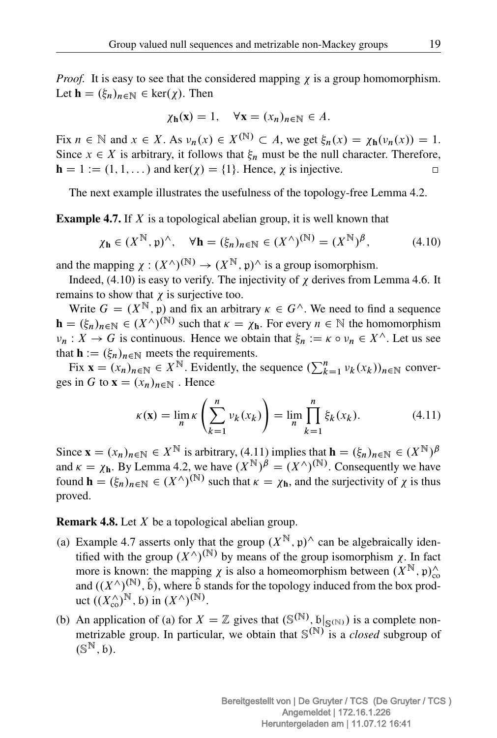*Proof.* It is easy to see that the considered mapping $\chi$ is a group homomorphism. Let $\mathbf{h} = (\xi_n)_{n\in\mathbb{N}} \in \ker(\chi)$. Then

$$\chi_{\mathbf{h}}(\mathbf{x}) = 1, \quad \forall \mathbf{x} = (x_n)_{n\in\mathbb{N}} \in A.$$

Fix $n \in \mathbb{N}$ and $x \in X$. As $\nu_n(x) \in X^{(\mathbb{N})} \subset A$, we get $\xi_n(x) = \chi_{\mathbf{h}}(\nu_n(x)) = 1$. Since $x \in X$ is arbitrary, it follows that $\xi_n$ must be the null character. Therefore, $\mathbf{h} = 1 := (1, 1, \dots)$ and $\ker(\chi) = \{1\}$. Hence, $\chi$ is injective. □

The next example illustrates the usefulness of the topology-free Lemma 4.2.

**Example 4.7.** If $X$ is a topological abelian group, it is well known that

$$\chi_{\mathbf{h}} \in (X^{\mathbb{N}}, \mathfrak{p})^\wedge, \quad \forall \mathbf{h} = (\xi_n)_{n\in\mathbb{N}} \in (X^\wedge)^{(\mathbb{N})} = (X^{\mathbb{N}})^\beta, \tag{4.10}$$

and the mapping $\chi : (X^\wedge)^{(\mathbb{N})} \to (X^{\mathbb{N}}, \mathfrak{p})^\wedge$ is a group isomorphism.

Indeed, (4.10) is easy to verify. The injectivity of $\chi$ derives from Lemma 4.6. It remains to show that $\chi$ is surjective too.

Write $G = (X^{\mathbb{N}}, \mathfrak{p})$ and fix an arbitrary $\kappa \in G^\wedge$. We need to find a sequence $\mathbf{h} = (\xi_n)_{n\in\mathbb{N}} \in (X^\wedge)^{(\mathbb{N})}$ such that $\kappa = \chi_{\mathbf{h}}$. For every $n \in \mathbb{N}$ the homomorphism $\nu_n : X \to G$ is continuous. Hence we obtain that $\xi_n := \kappa \circ \nu_n \in X^\wedge$. Let us see that $\mathbf{h} := (\xi_n)_{n\in\mathbb{N}}$ meets the requirements.

Fix $\mathbf{x} = (x_n)_{n\in\mathbb{N}} \in X^{\mathbb{N}}$. Evidently, the sequence $(\sum_{k=1}^{n} \nu_k(x_k))_{n\in\mathbb{N}}$ converges in $G$ to $\mathbf{x} = (x_n)_{n\in\mathbb{N}}$ . Hence

$$\kappa(\mathbf{x}) = \lim_n \kappa\left(\sum_{k=1}^{n} \nu_k(x_k)\right) = \lim_n \prod_{k=1}^{n} \xi_k(x_k). \tag{4.11}$$

Since $\mathbf{x} = (x_n)_{n\in\mathbb{N}} \in X^{\mathbb{N}}$ is arbitrary, (4.11) implies that $\mathbf{h} = (\xi_n)_{n\in\mathbb{N}} \in (X^{\mathbb{N}})^\beta$ and $\kappa = \chi_{\mathbf{h}}$. By Lemma 4.2, we have $(X^{\mathbb{N}})^\beta = (X^\wedge)^{(\mathbb{N})}$. Consequently we have found $\mathbf{h} = (\xi_n)_{n\in\mathbb{N}} \in (X^\wedge)^{(\mathbb{N})}$ such that $\kappa = \chi_{\mathbf{h}}$, and the surjectivity of $\chi$ is thus proved.

**Remark 4.8.** Let $X$ be a topological abelian group.

(a) Example 4.7 asserts only that the group $(X^{\mathbb{N}}, \mathfrak{p})^\wedge$ can be algebraically identified with the group $(X^\wedge)^{(\mathbb{N})}$ by means of the group isomorphism $\chi$. In fact more is known: the mapping $\chi$ is also a homeomorphism between $(X^{\mathbb{N}}, \mathfrak{p})^\wedge_{\text{co}}$ and $((X^\wedge)^{(\mathbb{N})}, \hat{\mathfrak{b}})$, where $\hat{\mathfrak{b}}$ stands for the topology induced from the box product $((X^\wedge_{\text{co}})^{\mathbb{N}}, \mathfrak{b})$ in $(X^\wedge)^{(\mathbb{N})}$.

(b) An application of (a) for $X = \mathbb{Z}$ gives that $(\mathbb{S}^{(\mathbb{N})}, \mathfrak{b}|_{\mathbb{S}^{(\mathbb{N})}})$ is a complete non-metrizable group. In particular, we obtain that $\mathbb{S}^{(\mathbb{N})}$ is a *closed* subgroup of $(\mathbb{S}^{\mathbb{N}}, \mathfrak{b})$.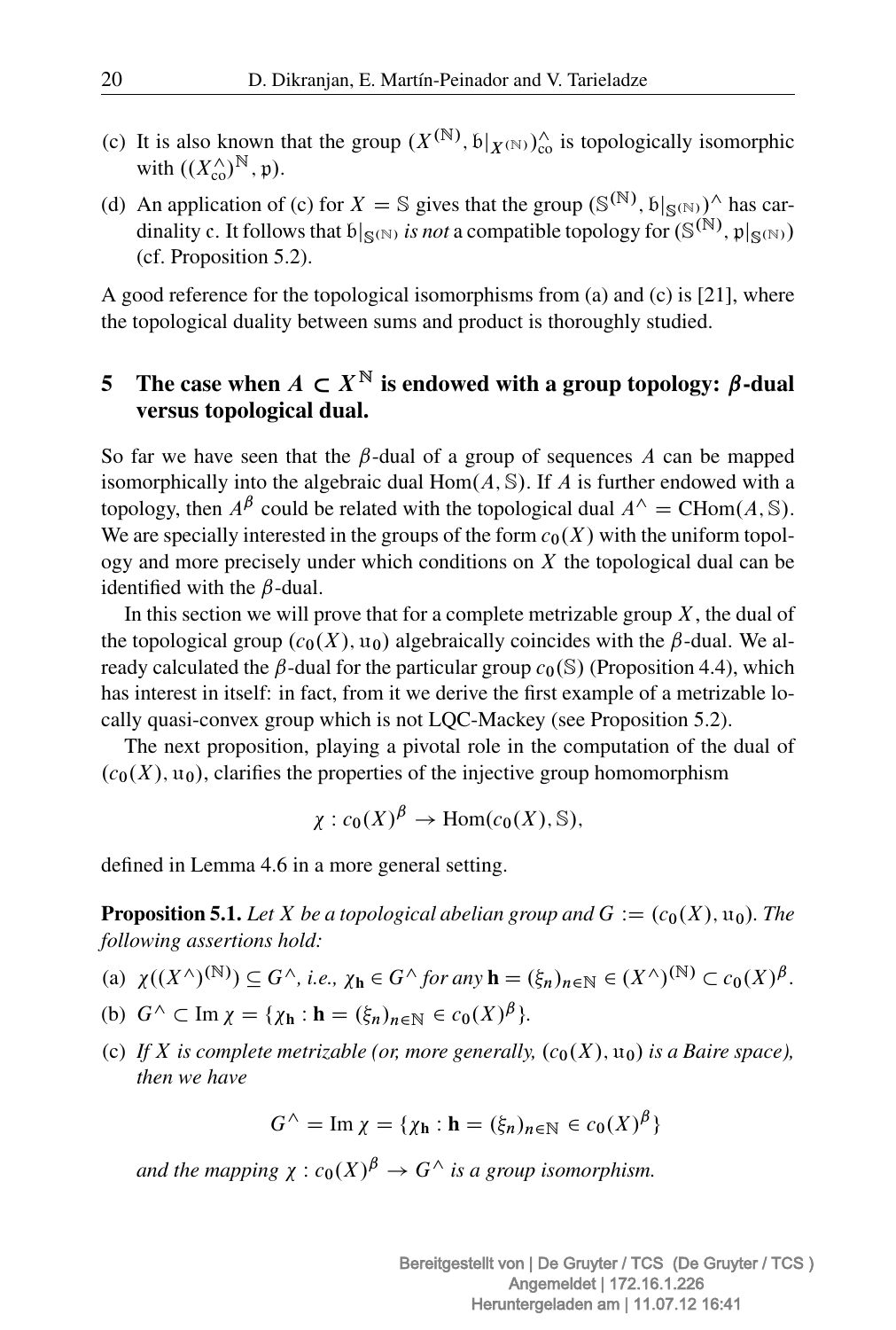(c) It is also known that the group $(X^{(\mathbb{N})}, \mathfrak{b}|_{X^{(\mathbb{N})}})^{\wedge}_{co}$ is topologically isomorphic with $((X^{\wedge}_{co})^{\mathbb{N}}, \mathfrak{p})$.

(d) An application of (c) for $X = \mathbb{S}$ gives that the group $(\mathbb{S}^{(\mathbb{N})}, \mathfrak{b}|_{\mathbb{S}^{(\mathbb{N})}})^{\wedge}$ has cardinality $\mathfrak{c}$. It follows that $\mathfrak{b}|_{\mathbb{S}^{(\mathbb{N})}}$ *is not* a compatible topology for $(\mathbb{S}^{(\mathbb{N})}, \mathfrak{p}|_{\mathbb{S}^{(\mathbb{N})}})$ (cf. Proposition 5.2).

A good reference for the topological isomorphisms from (a) and (c) is [21], where the topological duality between sums and product is thoroughly studied.

## 5 The case when $A \subset X^{\mathbb{N}}$ is endowed with a group topology: $\beta$-dual versus topological dual.

So far we have seen that the $\beta$-dual of a group of sequences $A$ can be mapped isomorphically into the algebraic dual $\mathrm{Hom}(A, \mathbb{S})$. If $A$ is further endowed with a topology, then $A^{\beta}$ could be related with the topological dual $A^{\wedge} = \mathrm{CHom}(A, \mathbb{S})$. We are specially interested in the groups of the form $c_0(X)$ with the uniform topology and more precisely under which conditions on $X$ the topological dual can be identified with the $\beta$-dual.

In this section we will prove that for a complete metrizable group $X$, the dual of the topological group $(c_0(X), \mathfrak{u}_0)$ algebraically coincides with the $\beta$-dual. We already calculated the $\beta$-dual for the particular group $c_0(\mathbb{S})$ (Proposition 4.4), which has interest in itself: in fact, from it we derive the first example of a metrizable locally quasi-convex group which is not LQC-Mackey (see Proposition 5.2).

The next proposition, playing a pivotal role in the computation of the dual of $(c_0(X), \mathfrak{u}_0)$, clarifies the properties of the injective group homomorphism

$$\chi : c_0(X)^{\beta} \to \mathrm{Hom}(c_0(X), \mathbb{S}),$$

defined in Lemma 4.6 in a more general setting.

**Proposition 5.1.** *Let $X$ be a topological abelian group and $G := (c_0(X), \mathfrak{u}_0)$. The following assertions hold:*

(a) $\chi((X^{\wedge})^{(\mathbb{N})}) \subseteq G^{\wedge}$*, i.e., $\chi_{\mathbf{h}} \in G^{\wedge}$ for any $\mathbf{h} = (\xi_n)_{n\in\mathbb{N}} \in (X^{\wedge})^{(\mathbb{N})} \subset c_0(X)^{\beta}$.*

(b) $G^{\wedge} \subset \mathrm{Im}\,\chi = \{\chi_{\mathbf{h}} : \mathbf{h} = (\xi_n)_{n\in\mathbb{N}} \in c_0(X)^{\beta}\}$.

(c) *If $X$ is complete metrizable (or, more generally, $(c_0(X), \mathfrak{u}_0)$ is a Baire space), then we have*

$$G^{\wedge} = \mathrm{Im}\,\chi = \{\chi_{\mathbf{h}} : \mathbf{h} = (\xi_n)_{n\in\mathbb{N}} \in c_0(X)^{\beta}\}$$

*and the mapping $\chi : c_0(X)^{\beta} \to G^{\wedge}$ is a group isomorphism.*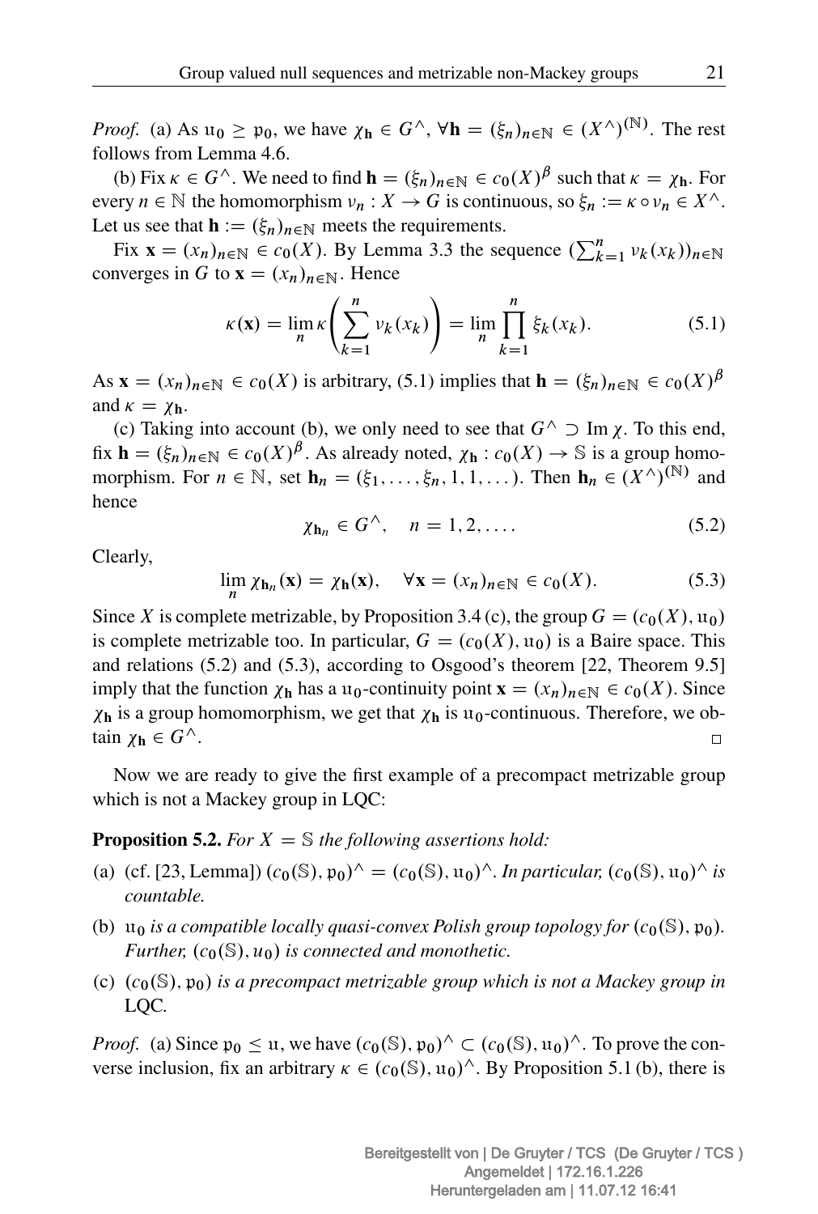*Proof.* (a) As $\mathfrak{u}_0 \geq \mathfrak{p}_0$, we have $\chi_{\mathbf{h}} \in G^\wedge$, $\forall \mathbf{h} = (\xi_n)_{n\in\mathbb{N}} \in (X^\wedge)^{(\mathbb{N})}$. The rest follows from Lemma 4.6.

(b) Fix $\kappa \in G^\wedge$. We need to find $\mathbf{h} = (\xi_n)_{n\in\mathbb{N}} \in c_0(X)^\beta$ such that $\kappa = \chi_{\mathbf{h}}$. For every $n \in \mathbb{N}$ the homomorphism $\nu_n : X \to G$ is continuous, so $\xi_n := \kappa \circ \nu_n \in X^\wedge$. Let us see that $\mathbf{h} := (\xi_n)_{n\in\mathbb{N}}$ meets the requirements.

Fix $\mathbf{x} = (x_n)_{n\in\mathbb{N}} \in c_0(X)$. By Lemma 3.3 the sequence $(\sum_{k=1}^n \nu_k(x_k))_{n\in\mathbb{N}}$ converges in $G$ to $\mathbf{x} = (x_n)_{n\in\mathbb{N}}$. Hence

$$\kappa(\mathbf{x}) = \lim_n \kappa\left(\sum_{k=1}^n \nu_k(x_k)\right) = \lim_n \prod_{k=1}^n \xi_k(x_k). \tag{5.1}$$

As $\mathbf{x} = (x_n)_{n\in\mathbb{N}} \in c_0(X)$ is arbitrary, (5.1) implies that $\mathbf{h} = (\xi_n)_{n\in\mathbb{N}} \in c_0(X)^\beta$ and $\kappa = \chi_{\mathbf{h}}$.

(c) Taking into account (b), we only need to see that $G^\wedge \supset \operatorname{Im}\chi$. To this end, fix $\mathbf{h} = (\xi_n)_{n\in\mathbb{N}} \in c_0(X)^\beta$. As already noted, $\chi_{\mathbf{h}} : c_0(X) \to \mathbb{S}$ is a group homomorphism. For $n \in \mathbb{N}$, set $\mathbf{h}_n = (\xi_1, \ldots, \xi_n, 1, 1, \ldots)$. Then $\mathbf{h}_n \in (X^\wedge)^{(\mathbb{N})}$ and hence

$$\chi_{\mathbf{h}_n} \in G^\wedge, \quad n = 1, 2, \ldots. \tag{5.2}$$

Clearly,

$$\lim_n \chi_{\mathbf{h}_n}(\mathbf{x}) = \chi_{\mathbf{h}}(\mathbf{x}), \quad \forall \mathbf{x} = (x_n)_{n\in\mathbb{N}} \in c_0(X). \tag{5.3}$$

Since $X$ is complete metrizable, by Proposition 3.4 (c), the group $G = (c_0(X), \mathfrak{u}_0)$ is complete metrizable too. In particular, $G = (c_0(X), \mathfrak{u}_0)$ is a Baire space. This and relations (5.2) and (5.3), according to Osgood's theorem [22, Theorem 9.5] imply that the function $\chi_{\mathbf{h}}$ has a $\mathfrak{u}_0$-continuity point $\mathbf{x} = (x_n)_{n\in\mathbb{N}} \in c_0(X)$. Since $\chi_{\mathbf{h}}$ is a group homomorphism, we get that $\chi_{\mathbf{h}}$ is $\mathfrak{u}_0$-continuous. Therefore, we obtain $\chi_{\mathbf{h}} \in G^\wedge$. □

Now we are ready to give the first example of a precompact metrizable group which is not a Mackey group in LQC:

**Proposition 5.2.** *For $X = \mathbb{S}$ the following assertions hold:*

(a) (cf. [23, Lemma]) $(c_0(\mathbb{S}), \mathfrak{p}_0)^\wedge = (c_0(\mathbb{S}), \mathfrak{u}_0)^\wedge$. *In particular,* $(c_0(\mathbb{S}), \mathfrak{u}_0)^\wedge$ *is countable.*

(b) $\mathfrak{u}_0$ *is a compatible locally quasi-convex Polish group topology for* $(c_0(\mathbb{S}), \mathfrak{p}_0)$. *Further,* $(c_0(\mathbb{S}), u_0)$ *is connected and monothetic.*

(c) $(c_0(\mathbb{S}), \mathfrak{p}_0)$ *is a precompact metrizable group which is not a Mackey group in* LQC.

*Proof.* (a) Since $\mathfrak{p}_0 \leq \mathfrak{u}$, we have $(c_0(\mathbb{S}), \mathfrak{p}_0)^\wedge \subset (c_0(\mathbb{S}), \mathfrak{u}_0)^\wedge$. To prove the converse inclusion, fix an arbitrary $\kappa \in (c_0(\mathbb{S}), \mathfrak{u}_0)^\wedge$. By Proposition 5.1 (b), there is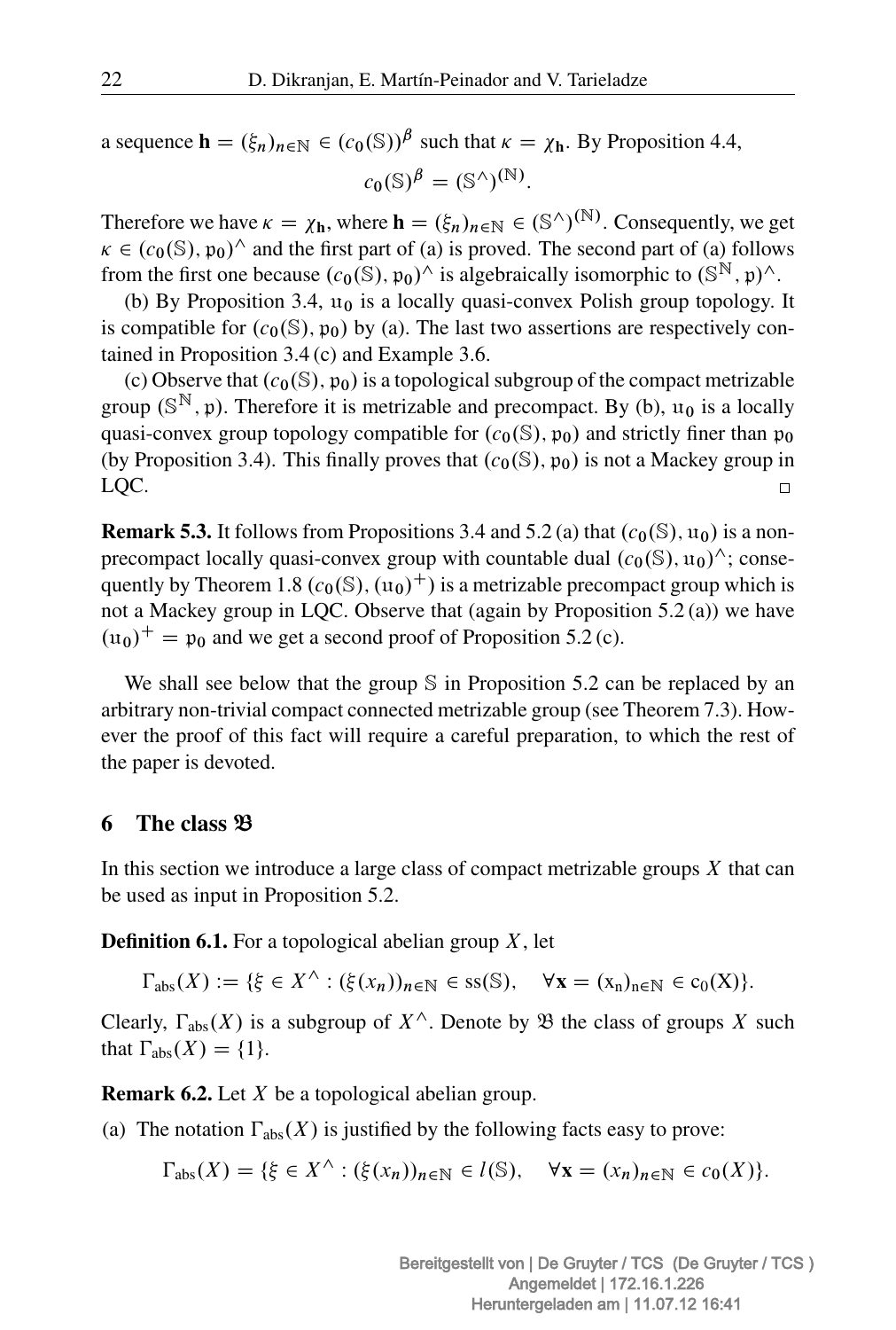a sequence $\mathbf{h} = (\xi_n)_{n\in\mathbb{N}} \in (c_0(\mathbb{S}))^\beta$ such that $\kappa = \chi_{\mathbf{h}}$. By Proposition 4.4,

$$c_0(\mathbb{S})^\beta = (\mathbb{S}^\wedge)^{(\mathbb{N})}.$$

Therefore we have $\kappa = \chi_{\mathbf{h}}$, where $\mathbf{h} = (\xi_n)_{n\in\mathbb{N}} \in (\mathbb{S}^\wedge)^{(\mathbb{N})}$. Consequently, we get $\kappa \in (c_0(\mathbb{S}), \mathfrak{p}_0)^\wedge$ and the first part of (a) is proved. The second part of (a) follows from the first one because $(c_0(\mathbb{S}), \mathfrak{p}_0)^\wedge$ is algebraically isomorphic to $(\mathbb{S}^\mathbb{N}, \mathfrak{p})^\wedge$.

(b) By Proposition 3.4, $\mathfrak{u}_0$ is a locally quasi-convex Polish group topology. It is compatible for $(c_0(\mathbb{S}), \mathfrak{p}_0)$ by (a). The last two assertions are respectively contained in Proposition 3.4 (c) and Example 3.6.

(c) Observe that $(c_0(\mathbb{S}), \mathfrak{p}_0)$ is a topological subgroup of the compact metrizable group $(\mathbb{S}^\mathbb{N}, \mathfrak{p})$. Therefore it is metrizable and precompact. By (b), $\mathfrak{u}_0$ is a locally quasi-convex group topology compatible for $(c_0(\mathbb{S}), \mathfrak{p}_0)$ and strictly finer than $\mathfrak{p}_0$ (by Proposition 3.4). This finally proves that $(c_0(\mathbb{S}), \mathfrak{p}_0)$ is not a Mackey group in LQC. □

**Remark 5.3.** It follows from Propositions 3.4 and 5.2 (a) that $(c_0(\mathbb{S}), \mathfrak{u}_0)$ is a non-precompact locally quasi-convex group with countable dual $(c_0(\mathbb{S}), \mathfrak{u}_0)^\wedge$; consequently by Theorem 1.8 $(c_0(\mathbb{S}), (\mathfrak{u}_0)^+)$ is a metrizable precompact group which is not a Mackey group in LQC. Observe that (again by Proposition 5.2 (a)) we have $(\mathfrak{u}_0)^+ = \mathfrak{p}_0$ and we get a second proof of Proposition 5.2 (c).

We shall see below that the group $\mathbb{S}$ in Proposition 5.2 can be replaced by an arbitrary non-trivial compact connected metrizable group (see Theorem 7.3). However the proof of this fact will require a careful preparation, to which the rest of the paper is devoted.

## 6 The class $\mathfrak{B}$

In this section we introduce a large class of compact metrizable groups $X$ that can be used as input in Proposition 5.2.

**Definition 6.1.** For a topological abelian group $X$, let

$$\Gamma_{\text{abs}}(X) := \{\xi \in X^\wedge : (\xi(x_n))_{n\in\mathbb{N}} \in \text{ss}(\mathbb{S}), \quad \forall \mathbf{x} = (\text{x}_\text{n})_{\text{n}\in\mathbb{N}} \in \text{c}_0(\text{X})\}.$$

Clearly, $\Gamma_{\text{abs}}(X)$ is a subgroup of $X^\wedge$. Denote by $\mathfrak{B}$ the class of groups $X$ such that $\Gamma_{\text{abs}}(X) = \{1\}$.

**Remark 6.2.** Let $X$ be a topological abelian group.

(a) The notation $\Gamma_{\text{abs}}(X)$ is justified by the following facts easy to prove:

$$\Gamma_{\text{abs}}(X) = \{\xi \in X^\wedge : (\xi(x_n))_{n\in\mathbb{N}} \in l(\mathbb{S}), \quad \forall \mathbf{x} = (x_n)_{n\in\mathbb{N}} \in c_0(X)\}.$$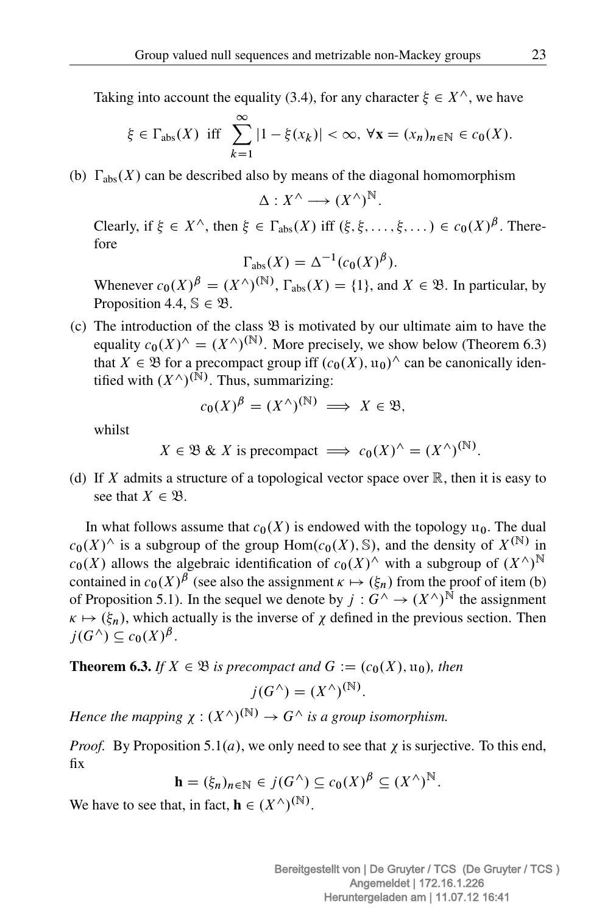Taking into account the equality (3.4), for any character $\xi \in X^\wedge$, we have

$$\xi \in \Gamma_{\rm abs}(X) \ \text{ iff } \ \sum_{k=1}^{\infty} |1 - \xi(x_k)| < \infty, \ \forall \mathbf{x} = (x_n)_{n\in\mathbb{N}} \in c_0(X).$$

(b) $\Gamma_{\rm abs}(X)$ can be described also by means of the diagonal homomorphism

$$\Delta : X^\wedge \longrightarrow (X^\wedge)^{\mathbb{N}}.$$

Clearly, if $\xi \in X^\wedge$, then $\xi \in \Gamma_{\rm abs}(X)$ iff $(\xi, \xi, \dots, \xi, \dots) \in c_0(X)^\beta$. Therefore

$$\Gamma_{\rm abs}(X) = \Delta^{-1}(c_0(X)^\beta).$$

Whenever $c_0(X)^\beta = (X^\wedge)^{(\mathbb{N})}$, $\Gamma_{\rm abs}(X) = \{1\}$, and $X \in \mathfrak{B}$. In particular, by Proposition 4.4, $\mathbb{S} \in \mathfrak{B}$.

(c) The introduction of the class $\mathfrak{B}$ is motivated by our ultimate aim to have the equality $c_0(X)^\wedge = (X^\wedge)^{(\mathbb{N})}$. More precisely, we show below (Theorem 6.3) that $X \in \mathfrak{B}$ for a precompact group iff $(c_0(X), \mathfrak{u}_0)^\wedge$ can be canonically identified with $(X^\wedge)^{(\mathbb{N})}$. Thus, summarizing:

$$c_0(X)^\beta = (X^\wedge)^{(\mathbb{N})} \implies X \in \mathfrak{B},$$

whilst

$$X \in \mathfrak{B} \ \& \ X \text{ is precompact} \implies c_0(X)^\wedge = (X^\wedge)^{(\mathbb{N})}.$$

(d) If $X$ admits a structure of a topological vector space over $\mathbb{R}$, then it is easy to see that $X \in \mathfrak{B}$.

In what follows assume that $c_0(X)$ is endowed with the topology $\mathfrak{u}_0$. The dual $c_0(X)^\wedge$ is a subgroup of the group $\mathrm{Hom}(c_0(X), \mathbb{S})$, and the density of $X^{(\mathbb{N})}$ in $c_0(X)$ allows the algebraic identification of $c_0(X)^\wedge$ with a subgroup of $(X^\wedge)^{\mathbb{N}}$ contained in $c_0(X)^\beta$ (see also the assignment $\kappa \mapsto (\xi_n)$ from the proof of item (b) of Proposition 5.1). In the sequel we denote by $j : G^\wedge \to (X^\wedge)^{\mathbb{N}}$ the assignment $\kappa \mapsto (\xi_n)$, which actually is the inverse of $\chi$ defined in the previous section. Then $j(G^\wedge) \subseteq c_0(X)^\beta$.

**Theorem 6.3.** *If $X \in \mathfrak{B}$ is precompact and $G := (c_0(X), \mathfrak{u}_0)$, then*

$$j(G^\wedge) = (X^\wedge)^{(\mathbb{N})}.$$

*Hence the mapping $\chi : (X^\wedge)^{(\mathbb{N})} \to G^\wedge$ is a group isomorphism.*

*Proof.* By Proposition 5.1($a$), we only need to see that $\chi$ is surjective. To this end, fix

$$\mathbf{h} = (\xi_n)_{n\in\mathbb{N}} \in j(G^\wedge) \subseteq c_0(X)^\beta \subseteq (X^\wedge)^{\mathbb{N}}.$$

We have to see that, in fact, $\mathbf{h} \in (X^\wedge)^{(\mathbb{N})}$.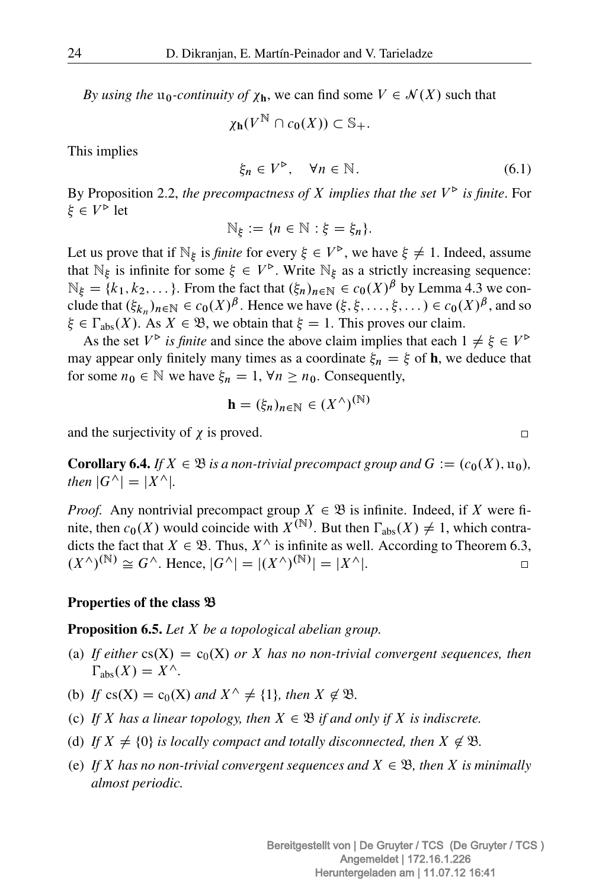*By using the* $\mathfrak{u}_0$*-continuity of* $\chi_{\mathbf{h}}$, we can find some $V \in \mathcal{N}(X)$ such that

$$\chi_{\mathbf{h}}(V^{\mathbb{N}} \cap c_0(X)) \subset \mathbb{S}_+.$$

This implies

$$\xi_n \in V^{\triangleright}, \quad \forall n \in \mathbb{N}. \tag{6.1}$$

By Proposition 2.2, *the precompactness of* $X$ *implies that the set* $V^{\triangleright}$ *is finite*. For $\xi \in V^{\triangleright}$ let

$$\mathbb{N}_\xi := \{n \in \mathbb{N} : \xi = \xi_n\}.$$

Let us prove that if $\mathbb{N}_\xi$ is *finite* for every $\xi \in V^{\triangleright}$, we have $\xi \neq 1$. Indeed, assume that $\mathbb{N}_\xi$ is infinite for some $\xi \in V^{\triangleright}$. Write $\mathbb{N}_\xi$ as a strictly increasing sequence: $\mathbb{N}_\xi = \{k_1, k_2, \dots\}$. From the fact that $(\xi_n)_{n\in\mathbb{N}} \in c_0(X)^\beta$ by Lemma 4.3 we conclude that $(\xi_{k_n})_{n\in\mathbb{N}} \in c_0(X)^\beta$. Hence we have $(\xi, \xi, \dots, \xi, \dots) \in c_0(X)^\beta$, and so $\xi \in \Gamma_{\text{abs}}(X)$. As $X \in \mathfrak{B}$, we obtain that $\xi = 1$. This proves our claim.

As the set $V^{\triangleright}$ *is finite* and since the above claim implies that each $1 \neq \xi \in V^{\triangleright}$ may appear only finitely many times as a coordinate $\xi_n = \xi$ of $\mathbf{h}$, we deduce that for some $n_0 \in \mathbb{N}$ we have $\xi_n = 1$, $\forall n \geq n_0$. Consequently,

$$\mathbf{h} = (\xi_n)_{n\in\mathbb{N}} \in (X^\wedge)^{(\mathbb{N})}$$

and the surjectivity of $\chi$ is proved. □

**Corollary 6.4.** *If* $X \in \mathfrak{B}$ *is a non-trivial precompact group and* $G := (c_0(X), \mathfrak{u}_0)$*, then* $|G^\wedge| = |X^\wedge|$.

*Proof.* Any nontrivial precompact group $X \in \mathfrak{B}$ is infinite. Indeed, if $X$ were finite, then $c_0(X)$ would coincide with $X^{(\mathbb{N})}$. But then $\Gamma_{\text{abs}}(X) \neq 1$, which contradicts the fact that $X \in \mathfrak{B}$. Thus, $X^\wedge$ is infinite as well. According to Theorem 6.3, $(X^\wedge)^{(\mathbb{N})} \cong G^\wedge$. Hence, $|G^\wedge| = |(X^\wedge)^{(\mathbb{N})}| = |X^\wedge|$. □

**Properties of the class $\mathfrak{B}$**

**Proposition 6.5.** *Let* $X$ *be a topological abelian group.*

(a) *If either* $\text{cs(X)} = \text{c}_0\text{(X)}$ *or* $X$ *has no non-trivial convergent sequences, then* $\Gamma_{\text{abs}}(X) = X^\wedge$.

(b) *If* $\text{cs(X)} = \text{c}_0\text{(X)}$ *and* $X^\wedge \neq \{1\}$*, then* $X \notin \mathfrak{B}$.

(c) *If* $X$ *has a linear topology, then* $X \in \mathfrak{B}$ *if and only if* $X$ *is indiscrete.*

(d) *If* $X \neq \{0\}$ *is locally compact and totally disconnected, then* $X \notin \mathfrak{B}$.

(e) *If* $X$ *has no non-trivial convergent sequences and* $X \in \mathfrak{B}$*, then* $X$ *is minimally almost periodic.*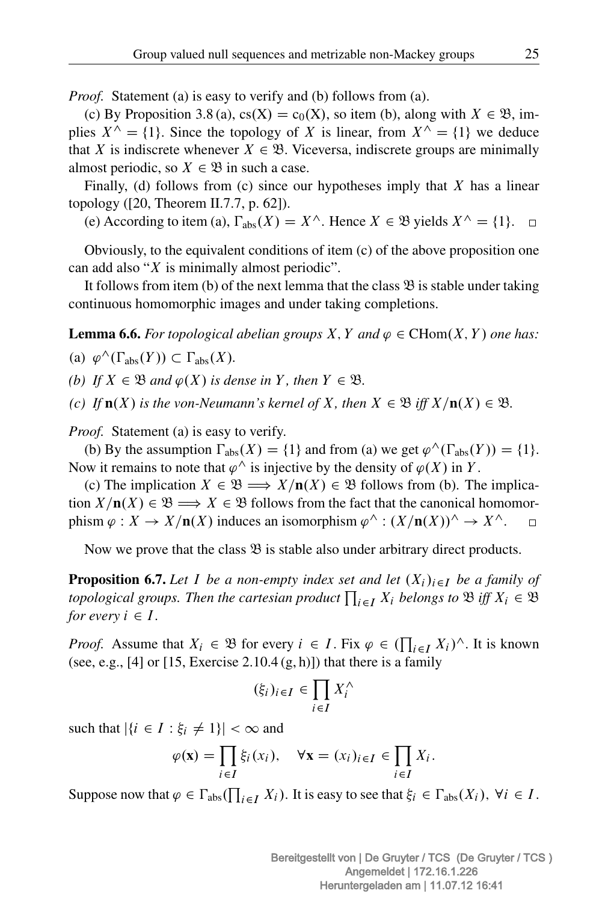*Proof.* Statement (a) is easy to verify and (b) follows from (a).

(c) By Proposition 3.8 (a), $\mathrm{cs}(X) = \mathrm{c}_0(X)$, so item (b), along with $X \in \mathfrak{B}$, implies $X^\wedge = \{1\}$. Since the topology of $X$ is linear, from $X^\wedge = \{1\}$ we deduce that $X$ is indiscrete whenever $X \in \mathfrak{B}$. Viceversa, indiscrete groups are minimally almost periodic, so $X \in \mathfrak{B}$ in such a case.

Finally, (d) follows from (c) since our hypotheses imply that $X$ has a linear topology ([20, Theorem II.7.7, p. 62]).

(e) According to item (a), $\Gamma_{\mathrm{abs}}(X) = X^\wedge$. Hence $X \in \mathfrak{B}$ yields $X^\wedge = \{1\}$. □

Obviously, to the equivalent conditions of item (c) of the above proposition one can add also "$X$ is minimally almost periodic".

It follows from item (b) of the next lemma that the class $\mathfrak{B}$ is stable under taking continuous homomorphic images and under taking completions.

**Lemma 6.6.** *For topological abelian groups $X, Y$ and $\varphi \in \mathrm{CHom}(X, Y)$ one has:*

(a) $\varphi^\wedge(\Gamma_{\mathrm{abs}}(Y)) \subset \Gamma_{\mathrm{abs}}(X)$.

*(b) If $X \in \mathfrak{B}$ and $\varphi(X)$ is dense in $Y$, then $Y \in \mathfrak{B}$.*

*(c) If $\mathbf{n}(X)$ is the von-Neumann's kernel of $X$, then $X \in \mathfrak{B}$ iff $X/\mathbf{n}(X) \in \mathfrak{B}$.*

*Proof.* Statement (a) is easy to verify.

(b) By the assumption $\Gamma_{\mathrm{abs}}(X) = \{1\}$ and from (a) we get $\varphi^\wedge(\Gamma_{\mathrm{abs}}(Y)) = \{1\}$. Now it remains to note that $\varphi^\wedge$ is injective by the density of $\varphi(X)$ in $Y$.

(c) The implication $X \in \mathfrak{B} \Longrightarrow X/\mathbf{n}(X) \in \mathfrak{B}$ follows from (b). The implication $X/\mathbf{n}(X) \in \mathfrak{B} \Longrightarrow X \in \mathfrak{B}$ follows from the fact that the canonical homomorphism $\varphi : X \to X/\mathbf{n}(X)$ induces an isomorphism $\varphi^\wedge : (X/\mathbf{n}(X))^\wedge \to X^\wedge$. □

Now we prove that the class $\mathfrak{B}$ is stable also under arbitrary direct products.

**Proposition 6.7.** *Let $I$ be a non-empty index set and let $(X_i)_{i\in I}$ be a family of topological groups. Then the cartesian product $\prod_{i\in I} X_i$ belongs to $\mathfrak{B}$ iff $X_i \in \mathfrak{B}$ for every $i \in I$.*

*Proof.* Assume that $X_i \in \mathfrak{B}$ for every $i \in I$. Fix $\varphi \in (\prod_{i\in I} X_i)^\wedge$. It is known (see, e.g., [4] or [15, Exercise 2.10.4 (g, h)]) that there is a family

$$(\xi_i)_{i\in I} \in \prod_{i\in I} X_i^\wedge$$

such that $|\{i \in I : \xi_i \neq 1\}| < \infty$ and

$$\varphi(\mathbf{x}) = \prod_{i\in I} \xi_i(x_i), \quad \forall \mathbf{x} = (x_i)_{i\in I} \in \prod_{i\in I} X_i.$$

Suppose now that $\varphi \in \Gamma_{\mathrm{abs}}(\prod_{i\in I} X_i)$. It is easy to see that $\xi_i \in \Gamma_{\mathrm{abs}}(X_i)$, $\forall i \in I$.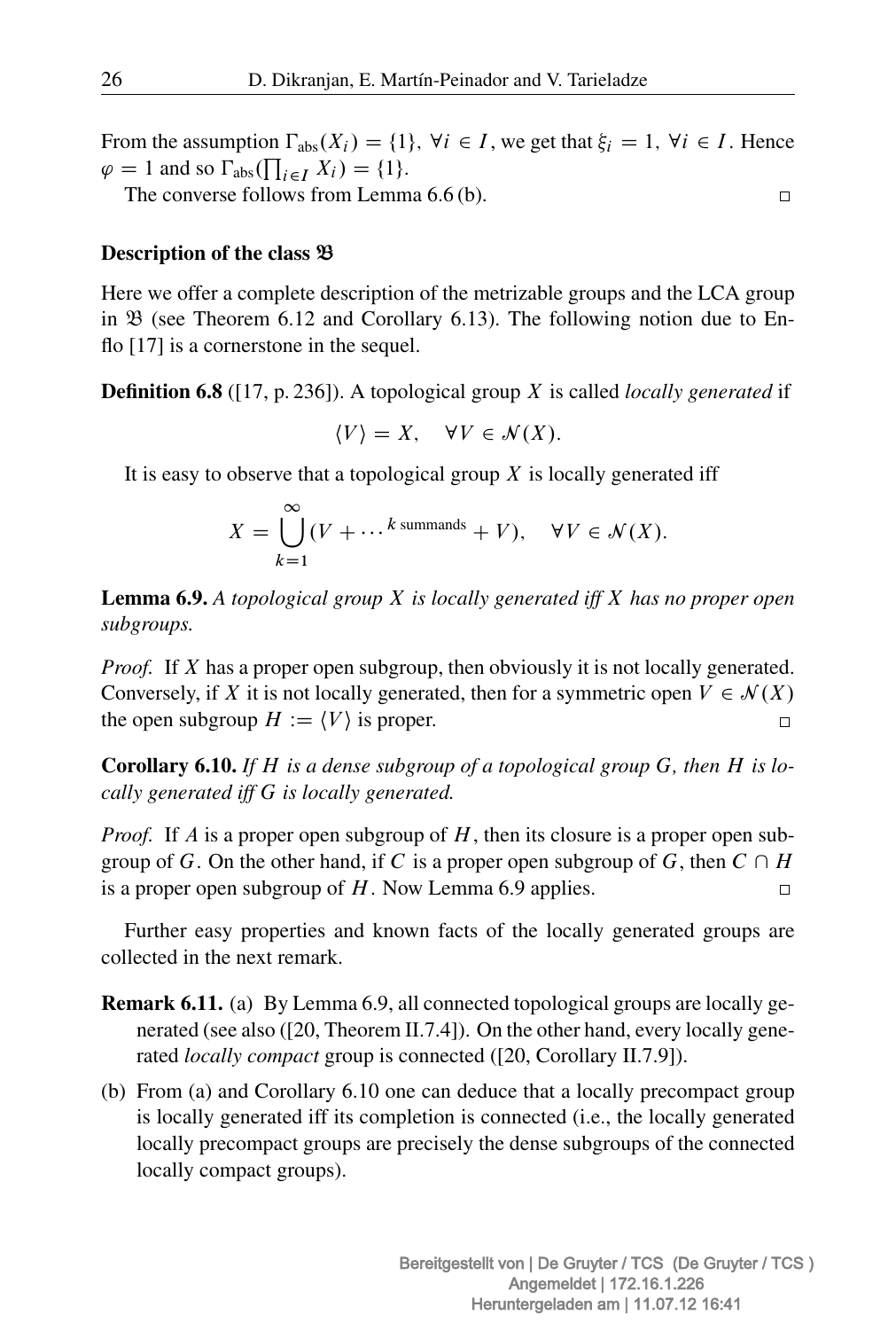From the assumption $\Gamma_{\text{abs}}(X_i) = \{1\}$, $\forall i \in I$, we get that $\xi_i = 1$, $\forall i \in I$. Hence $\varphi = 1$ and so $\Gamma_{\text{abs}}(\prod_{i \in I} X_i) = \{1\}$.

The converse follows from Lemma 6.6 (b). □

**Description of the class $\mathfrak{B}$**

Here we offer a complete description of the metrizable groups and the LCA group in $\mathfrak{B}$ (see Theorem 6.12 and Corollary 6.13). The following notion due to Enflo [17] is a cornerstone in the sequel.

**Definition 6.8** ([17, p. 236]). A topological group $X$ is called *locally generated* if

$$\langle V \rangle = X, \quad \forall V \in \mathcal{N}(X).$$

It is easy to observe that a topological group $X$ is locally generated iff

$$X = \bigcup_{k=1}^{\infty} (V + \cdots^{k \text{ summands}} + V), \quad \forall V \in \mathcal{N}(X).$$

**Lemma 6.9.** *A topological group $X$ is locally generated iff $X$ has no proper open subgroups.*

*Proof.* If $X$ has a proper open subgroup, then obviously it is not locally generated. Conversely, if $X$ it is not locally generated, then for a symmetric open $V \in \mathcal{N}(X)$ the open subgroup $H := \langle V \rangle$ is proper. □

**Corollary 6.10.** *If $H$ is a dense subgroup of a topological group $G$, then $H$ is locally generated iff $G$ is locally generated.*

*Proof.* If $A$ is a proper open subgroup of $H$, then its closure is a proper open subgroup of $G$. On the other hand, if $C$ is a proper open subgroup of $G$, then $C \cap H$ is a proper open subgroup of $H$. Now Lemma 6.9 applies. □

Further easy properties and known facts of the locally generated groups are collected in the next remark.

**Remark 6.11.** (a) By Lemma 6.9, all connected topological groups are locally generated (see also ([20, Theorem II.7.4]). On the other hand, every locally generated *locally compact* group is connected ([20, Corollary II.7.9]).

(b) From (a) and Corollary 6.10 one can deduce that a locally precompact group is locally generated iff its completion is connected (i.e., the locally generated locally precompact groups are precisely the dense subgroups of the connected locally compact groups).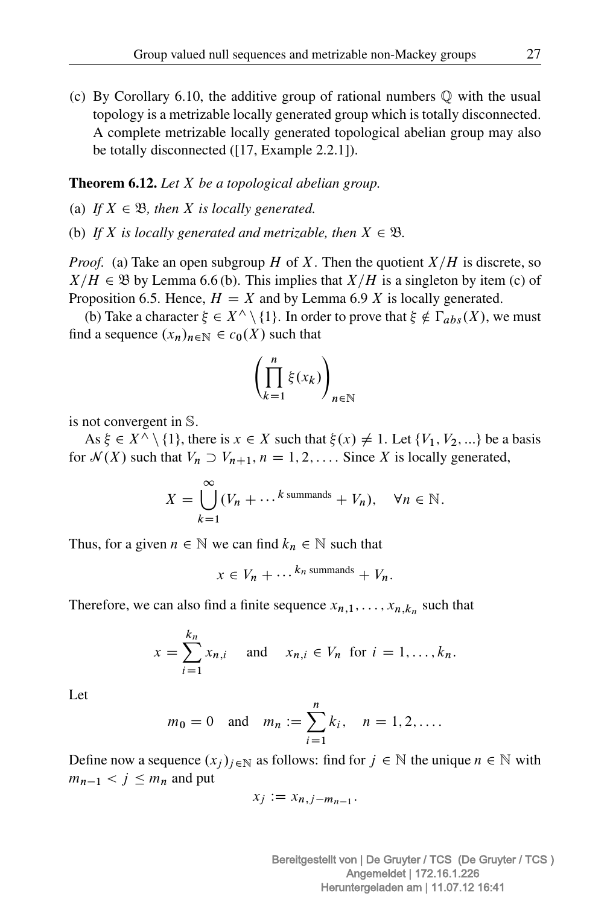(c) By Corollary 6.10, the additive group of rational numbers $\mathbb{Q}$ with the usual topology is a metrizable locally generated group which is totally disconnected. A complete metrizable locally generated topological abelian group may also be totally disconnected ([17, Example 2.2.1]).

**Theorem 6.12.** *Let $X$ be a topological abelian group.*

(a) *If $X \in \mathfrak{B}$, then $X$ is locally generated.*

(b) *If $X$ is locally generated and metrizable, then $X \in \mathfrak{B}$.*

*Proof.* (a) Take an open subgroup $H$ of $X$. Then the quotient $X/H$ is discrete, so $X/H \in \mathfrak{B}$ by Lemma 6.6 (b). This implies that $X/H$ is a singleton by item (c) of Proposition 6.5. Hence, $H = X$ and by Lemma 6.9 $X$ is locally generated.

(b) Take a character $\xi \in X^\wedge \setminus \{1\}$. In order to prove that $\xi \notin \Gamma_{abs}(X)$, we must find a sequence $(x_n)_{n\in\mathbb{N}} \in c_0(X)$ such that

$$\left(\prod_{k=1}^{n} \xi(x_k)\right)_{n\in\mathbb{N}}$$

is not convergent in $\mathbb{S}$.

As $\xi \in X^\wedge \setminus \{1\}$, there is $x \in X$ such that $\xi(x) \neq 1$. Let $\{V_1, V_2, ...\}$ be a basis for $\mathcal{N}(X)$ such that $V_n \supset V_{n+1}$, $n = 1, 2, \ldots$. Since $X$ is locally generated,

$$X = \bigcup_{k=1}^{\infty} (V_n + \cdots^{k \text{ summands}} + V_n), \quad \forall n \in \mathbb{N}.$$

Thus, for a given $n \in \mathbb{N}$ we can find $k_n \in \mathbb{N}$ such that

$$x \in V_n + \cdots^{k_n \text{ summands}} + V_n.$$

Therefore, we can also find a finite sequence $x_{n,1}, \ldots, x_{n,k_n}$ such that

$$x = \sum_{i=1}^{k_n} x_{n,i} \quad \text{ and } \quad x_{n,i} \in V_n \ \text{ for } i = 1, \ldots, k_n.$$

Let

$$m_0 = 0 \quad \text{and} \quad m_n := \sum_{i=1}^{n} k_i, \quad n = 1, 2, \ldots.$$

Define now a sequence $(x_j)_{j\in\mathbb{N}}$ as follows: find for $j \in \mathbb{N}$ the unique $n \in \mathbb{N}$ with $m_{n-1} < j \leq m_n$ and put

$$x_j := x_{n, j-m_{n-1}}.$$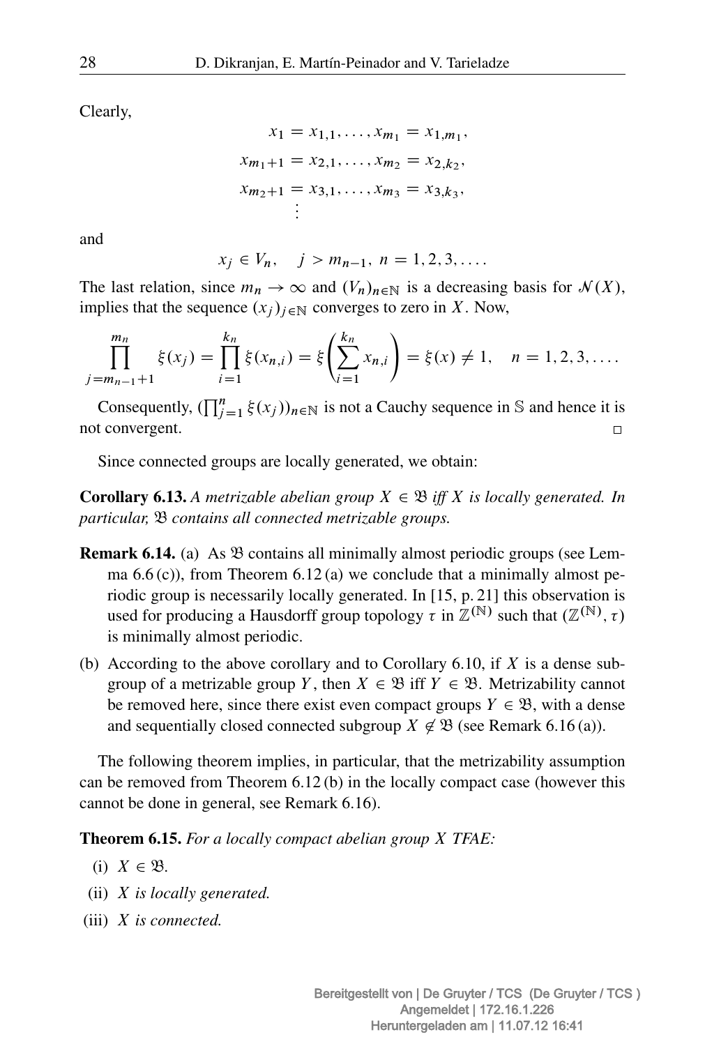Clearly,

$$
\begin{aligned}
x_1 &= x_{1,1}, \dots, x_{m_1} = x_{1,m_1},\\
x_{m_1+1} &= x_{2,1}, \dots, x_{m_2} = x_{2,k_2},\\
x_{m_2+1} &= x_{3,1}, \dots, x_{m_3} = x_{3,k_3},\\
&\vdots
\end{aligned}
$$

and

$$x_j \in V_n, \quad j > m_{n-1},\ n = 1, 2, 3, \dots.$$

The last relation, since $m_n \to \infty$ and $(V_n)_{n\in\mathbb{N}}$ is a decreasing basis for $\mathcal{N}(X)$, implies that the sequence $(x_j)_{j\in\mathbb{N}}$ converges to zero in $X$. Now,

$$\prod_{j=m_{n-1}+1}^{m_n} \xi(x_j) = \prod_{i=1}^{k_n} \xi(x_{n,i}) = \xi\left(\sum_{i=1}^{k_n} x_{n,i}\right) = \xi(x) \neq 1, \quad n = 1, 2, 3, \dots.$$

Consequently, $(\prod_{j=1}^{n} \xi(x_j))_{n\in\mathbb{N}}$ is not a Cauchy sequence in $\mathbb{S}$ and hence it is not convergent. □

Since connected groups are locally generated, we obtain:

**Corollary 6.13.** *A metrizable abelian group $X \in \mathfrak{B}$ iff $X$ is locally generated. In particular, $\mathfrak{B}$ contains all connected metrizable groups.*

**Remark 6.14.** (a) As $\mathfrak{B}$ contains all minimally almost periodic groups (see Lemma 6.6 (c)), from Theorem 6.12 (a) we conclude that a minimally almost periodic group is necessarily locally generated. In [15, p. 21] this observation is used for producing a Hausdorff group topology $\tau$ in $\mathbb{Z}^{(\mathbb{N})}$ such that $(\mathbb{Z}^{(\mathbb{N})}, \tau)$ is minimally almost periodic.

(b) According to the above corollary and to Corollary 6.10, if $X$ is a dense subgroup of a metrizable group $Y$, then $X \in \mathfrak{B}$ iff $Y \in \mathfrak{B}$. Metrizability cannot be removed here, since there exist even compact groups $Y \in \mathfrak{B}$, with a dense and sequentially closed connected subgroup $X \notin \mathfrak{B}$ (see Remark 6.16 (a)).

The following theorem implies, in particular, that the metrizability assumption can be removed from Theorem 6.12 (b) in the locally compact case (however this cannot be done in general, see Remark 6.16).

**Theorem 6.15.** *For a locally compact abelian group $X$ TFAE:*

(i) $X \in \mathfrak{B}$.

(ii) *$X$ is locally generated.*

(iii) *$X$ is connected.*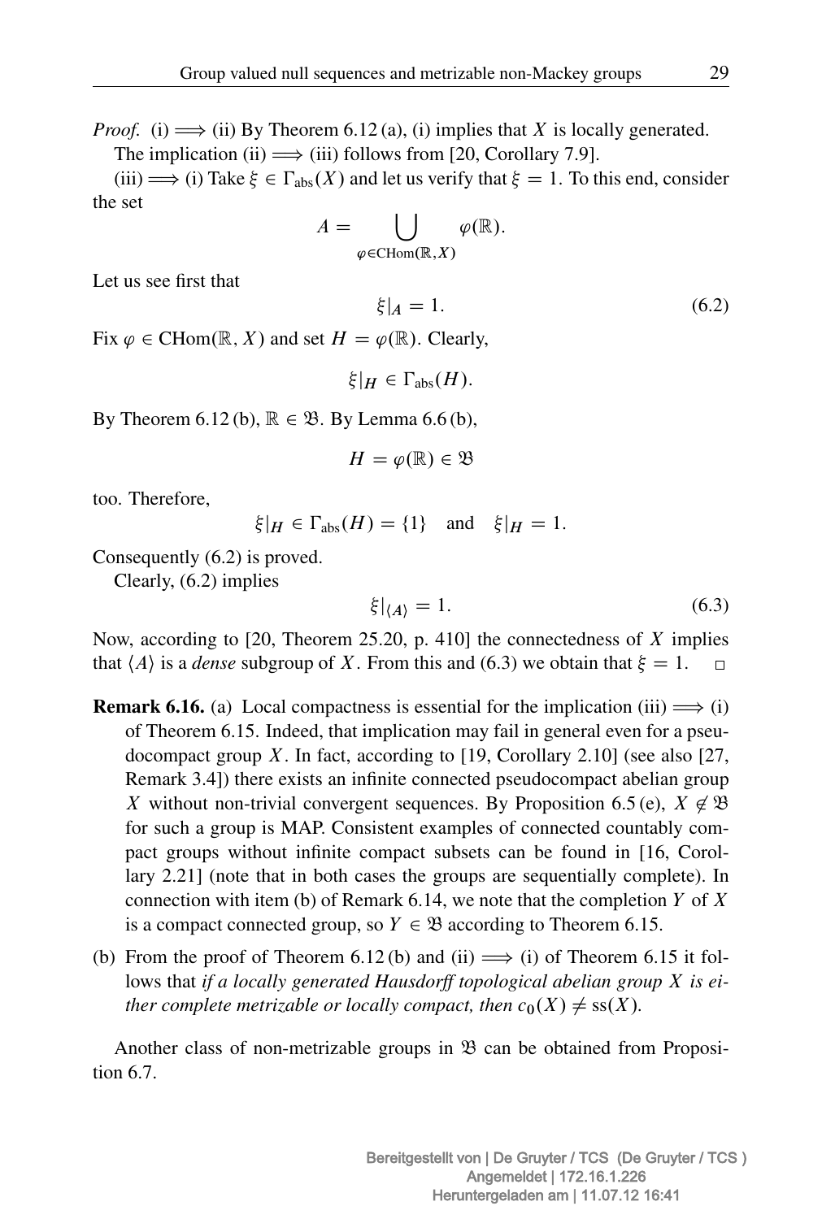*Proof.* (i) $\Longrightarrow$ (ii) By Theorem 6.12 (a), (i) implies that $X$ is locally generated.

The implication (ii) $\Longrightarrow$ (iii) follows from [20, Corollary 7.9].

(iii) $\Longrightarrow$ (i) Take $\xi \in \Gamma_{\mathrm{abs}}(X)$ and let us verify that $\xi = 1$. To this end, consider the set

$$A = \bigcup_{\varphi \in \mathrm{CHom}(\mathbb{R}, X)} \varphi(\mathbb{R}).$$

Let us see first that

$$\xi|_A = 1. \tag{6.2}$$

Fix $\varphi \in \mathrm{CHom}(\mathbb{R}, X)$ and set $H = \varphi(\mathbb{R})$. Clearly,

$$\xi|_H \in \Gamma_{\mathrm{abs}}(H).$$

By Theorem 6.12 (b), $\mathbb{R} \in \mathfrak{B}$. By Lemma 6.6 (b),

$$H = \varphi(\mathbb{R}) \in \mathfrak{B}$$

too. Therefore,

$$\xi|_H \in \Gamma_{\mathrm{abs}}(H) = \{1\} \quad \text{and} \quad \xi|_H = 1.$$

Consequently (6.2) is proved.

Clearly, (6.2) implies

$$\xi|_{\langle A \rangle} = 1. \tag{6.3}$$

Now, according to [20, Theorem 25.20, p. 410] the connectedness of $X$ implies that $\langle A \rangle$ is a *dense* subgroup of $X$. From this and (6.3) we obtain that $\xi = 1$. $\square$

**Remark 6.16.** (a) Local compactness is essential for the implication (iii) $\Longrightarrow$ (i) of Theorem 6.15. Indeed, that implication may fail in general even for a pseudocompact group $X$. In fact, according to [19, Corollary 2.10] (see also [27, Remark 3.4]) there exists an infinite connected pseudocompact abelian group $X$ without non-trivial convergent sequences. By Proposition 6.5 (e), $X \notin \mathfrak{B}$ for such a group is MAP. Consistent examples of connected countably compact groups without infinite compact subsets can be found in [16, Corollary 2.21] (note that in both cases the groups are sequentially complete). In connection with item (b) of Remark 6.14, we note that the completion $Y$ of $X$ is a compact connected group, so $Y \in \mathfrak{B}$ according to Theorem 6.15.

(b) From the proof of Theorem 6.12 (b) and (ii) $\Longrightarrow$ (i) of Theorem 6.15 it follows that *if a locally generated Hausdorff topological abelian group $X$ is either complete metrizable or locally compact, then $c_0(X) \neq \mathrm{ss}(X)$.*

Another class of non-metrizable groups in $\mathfrak{B}$ can be obtained from Proposition 6.7.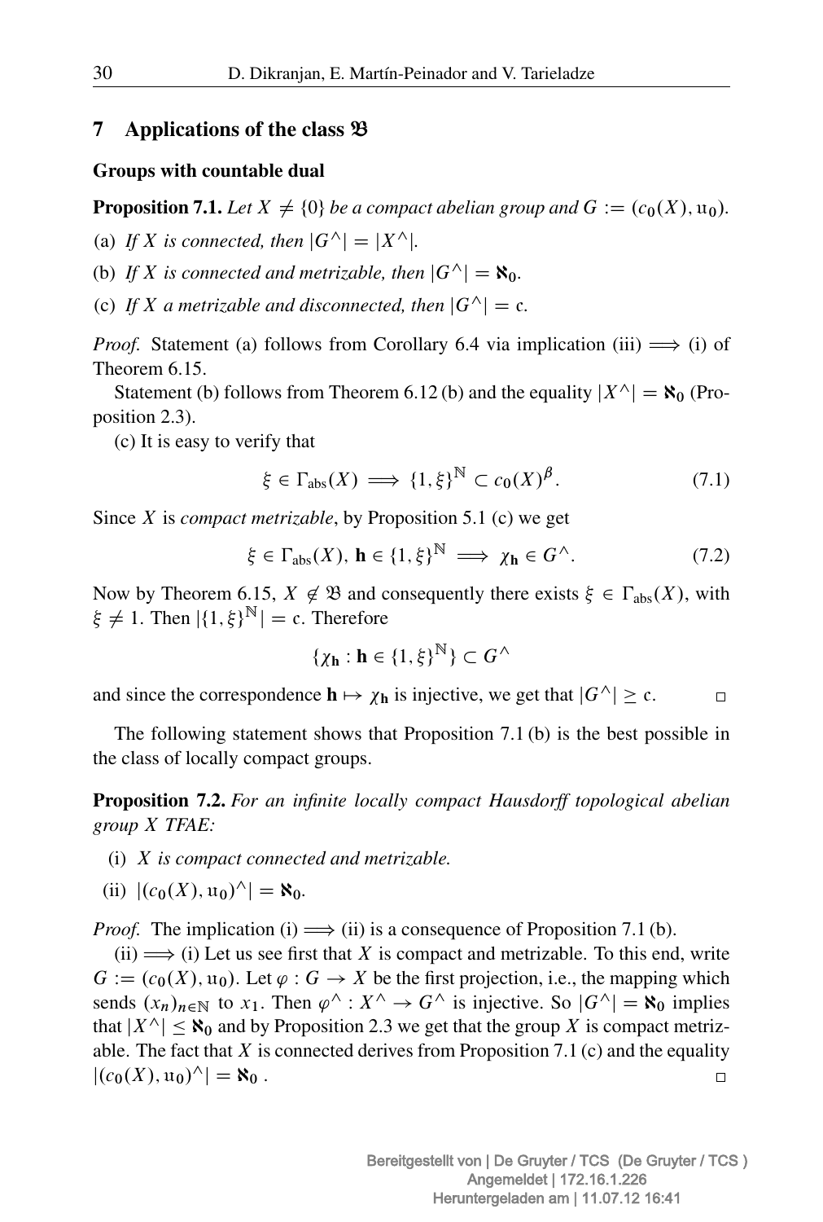## 7 Applications of the class $\mathfrak{B}$

**Groups with countable dual**

**Proposition 7.1.** *Let $X \neq \{0\}$ be a compact abelian group and $G := (c_0(X), \mathfrak{u}_0)$.*

(a) *If $X$ is connected, then $|G^\wedge| = |X^\wedge|$.*

(b) *If $X$ is connected and metrizable, then $|G^\wedge| = \aleph_0$.*

(c) *If $X$ a metrizable and disconnected, then $|G^\wedge| = \mathfrak{c}$.*

*Proof.* Statement (a) follows from Corollary 6.4 via implication (iii) $\Longrightarrow$ (i) of Theorem 6.15.

Statement (b) follows from Theorem 6.12 (b) and the equality $|X^\wedge| = \aleph_0$ (Proposition 2.3).

(c) It is easy to verify that

$$\xi \in \Gamma_{\text{abs}}(X) \implies \{1, \xi\}^{\mathbb{N}} \subset c_0(X)^{\beta}. \tag{7.1}$$

Since $X$ is *compact metrizable*, by Proposition 5.1 (c) we get

$$\xi \in \Gamma_{\text{abs}}(X),\ \mathbf{h} \in \{1, \xi\}^{\mathbb{N}} \implies \chi_{\mathbf{h}} \in G^\wedge. \tag{7.2}$$

Now by Theorem 6.15, $X \notin \mathfrak{B}$ and consequently there exists $\xi \in \Gamma_{\text{abs}}(X)$, with $\xi \neq 1$. Then $|\{1, \xi\}^{\mathbb{N}}| = \mathfrak{c}$. Therefore

$$\{\chi_{\mathbf{h}} : \mathbf{h} \in \{1, \xi\}^{\mathbb{N}}\} \subset G^\wedge$$

and since the correspondence $\mathbf{h} \mapsto \chi_{\mathbf{h}}$ is injective, we get that $|G^\wedge| \geq \mathfrak{c}$. □

The following statement shows that Proposition 7.1 (b) is the best possible in the class of locally compact groups.

**Proposition 7.2.** *For an infinite locally compact Hausdorff topological abelian group $X$ TFAE:*

(i) *$X$ is compact connected and metrizable.*

(ii) $|(c_0(X), \mathfrak{u}_0)^\wedge| = \aleph_0$.

*Proof.* The implication (i) $\Longrightarrow$ (ii) is a consequence of Proposition 7.1 (b).

(ii) $\Longrightarrow$ (i) Let us see first that $X$ is compact and metrizable. To this end, write $G := (c_0(X), \mathfrak{u}_0)$. Let $\varphi : G \to X$ be the first projection, i.e., the mapping which sends $(x_n)_{n\in\mathbb{N}}$ to $x_1$. Then $\varphi^\wedge : X^\wedge \to G^\wedge$ is injective. So $|G^\wedge| = \aleph_0$ implies that $|X^\wedge| \leq \aleph_0$ and by Proposition 2.3 we get that the group $X$ is compact metrizable. The fact that $X$ is connected derives from Proposition 7.1 (c) and the equality $|(c_0(X), \mathfrak{u}_0)^\wedge| = \aleph_0$ . □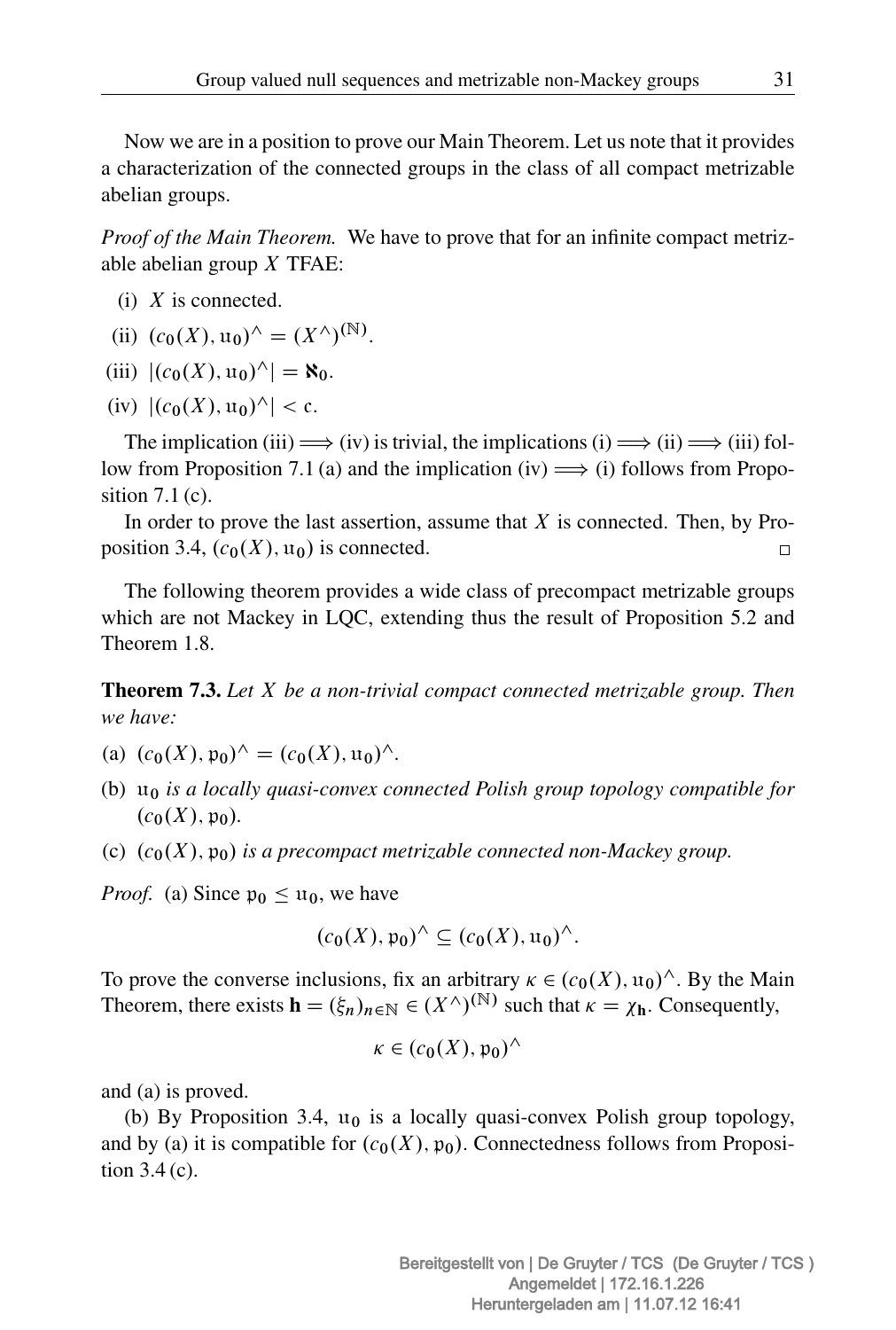Now we are in a position to prove our Main Theorem. Let us note that it provides a characterization of the connected groups in the class of all compact metrizable abelian groups.

*Proof of the Main Theorem.* We have to prove that for an infinite compact metrizable abelian group $X$ TFAE:

(i) $X$ is connected.

(ii) $(c_0(X), \mathfrak{u}_0)^\wedge = (X^\wedge)^{(\mathbb{N})}$.

(iii) $|(c_0(X), \mathfrak{u}_0)^\wedge| = \aleph_0$.

(iv) $|(c_0(X), \mathfrak{u}_0)^\wedge| < \mathfrak{c}$.

The implication (iii) $\Longrightarrow$ (iv) is trivial, the implications (i) $\Longrightarrow$ (ii) $\Longrightarrow$ (iii) follow from Proposition 7.1 (a) and the implication (iv) $\Longrightarrow$ (i) follows from Proposition 7.1 (c).

In order to prove the last assertion, assume that $X$ is connected. Then, by Proposition 3.4, $(c_0(X), \mathfrak{u}_0)$ is connected. □

The following theorem provides a wide class of precompact metrizable groups which are not Mackey in LQC, extending thus the result of Proposition 5.2 and Theorem 1.8.

**Theorem 7.3.** *Let $X$ be a non-trivial compact connected metrizable group. Then we have:*

(a) $(c_0(X), \mathfrak{p}_0)^\wedge = (c_0(X), \mathfrak{u}_0)^\wedge$.

(b) $\mathfrak{u}_0$ *is a locally quasi-convex connected Polish group topology compatible for* $(c_0(X), \mathfrak{p}_0)$.

(c) $(c_0(X), \mathfrak{p}_0)$ *is a precompact metrizable connected non-Mackey group.*

*Proof.* (a) Since $\mathfrak{p}_0 \leq \mathfrak{u}_0$, we have

$$(c_0(X), \mathfrak{p}_0)^\wedge \subseteq (c_0(X), \mathfrak{u}_0)^\wedge.$$

To prove the converse inclusions, fix an arbitrary $\kappa \in (c_0(X), \mathfrak{u}_0)^\wedge$. By the Main Theorem, there exists $\mathbf{h} = (\xi_n)_{n\in\mathbb{N}} \in (X^\wedge)^{(\mathbb{N})}$ such that $\kappa = \chi_{\mathbf{h}}$. Consequently,

$$\kappa \in (c_0(X), \mathfrak{p}_0)^\wedge$$

and (a) is proved.

(b) By Proposition 3.4, $\mathfrak{u}_0$ is a locally quasi-convex Polish group topology, and by (a) it is compatible for $(c_0(X), \mathfrak{p}_0)$. Connectedness follows from Proposition 3.4 (c).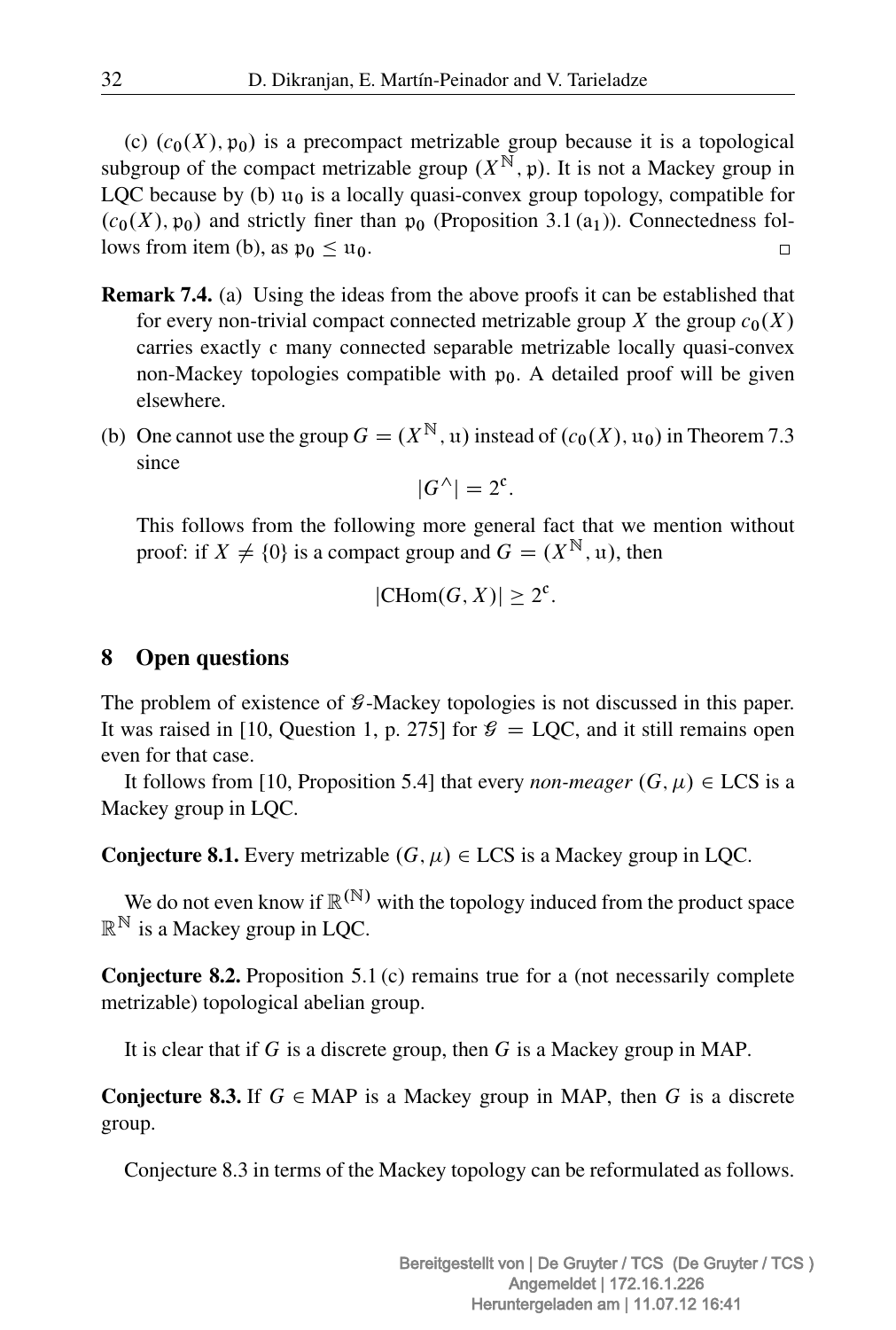(c) $(c_0(X), \mathfrak{p}_0)$ is a precompact metrizable group because it is a topological subgroup of the compact metrizable group $(X^{\mathbb{N}}, \mathfrak{p})$. It is not a Mackey group in LQC because by (b) $\mathfrak{u}_0$ is a locally quasi-convex group topology, compatible for $(c_0(X), \mathfrak{p}_0)$ and strictly finer than $\mathfrak{p}_0$ (Proposition 3.1 ($\mathrm{a}_1$)). Connectedness follows from item (b), as $\mathfrak{p}_0 \leq \mathfrak{u}_0$. □

**Remark 7.4.** (a) Using the ideas from the above proofs it can be established that for every non-trivial compact connected metrizable group $X$ the group $c_0(X)$ carries exactly $\mathfrak{c}$ many connected separable metrizable locally quasi-convex non-Mackey topologies compatible with $\mathfrak{p}_0$. A detailed proof will be given elsewhere.

(b) One cannot use the group $G = (X^{\mathbb{N}}, \mathfrak{u})$ instead of $(c_0(X), \mathfrak{u}_0)$ in Theorem 7.3 since

$$|G^{\wedge}| = 2^{\mathfrak{c}}.$$

This follows from the following more general fact that we mention without proof: if $X \neq \{0\}$ is a compact group and $G = (X^{\mathbb{N}}, \mathfrak{u})$, then

$$|\mathrm{CHom}(G, X)| \geq 2^{\mathfrak{c}}.$$

## 8 Open questions

The problem of existence of $\mathcal{G}$-Mackey topologies is not discussed in this paper. It was raised in [10, Question 1, p. 275] for $\mathcal{G} = \mathrm{LQC}$, and it still remains open even for that case.

It follows from [10, Proposition 5.4] that every *non-meager* $(G, \mu) \in \mathrm{LCS}$ is a Mackey group in LQC.

**Conjecture 8.1.** Every metrizable $(G, \mu) \in \mathrm{LCS}$ is a Mackey group in LQC.

We do not even know if $\mathbb{R}^{(\mathbb{N})}$ with the topology induced from the product space $\mathbb{R}^{\mathbb{N}}$ is a Mackey group in LQC.

**Conjecture 8.2.** Proposition 5.1 (c) remains true for a (not necessarily complete metrizable) topological abelian group.

It is clear that if $G$ is a discrete group, then $G$ is a Mackey group in MAP.

**Conjecture 8.3.** If $G \in \mathrm{MAP}$ is a Mackey group in MAP, then $G$ is a discrete group.

Conjecture 8.3 in terms of the Mackey topology can be reformulated as follows.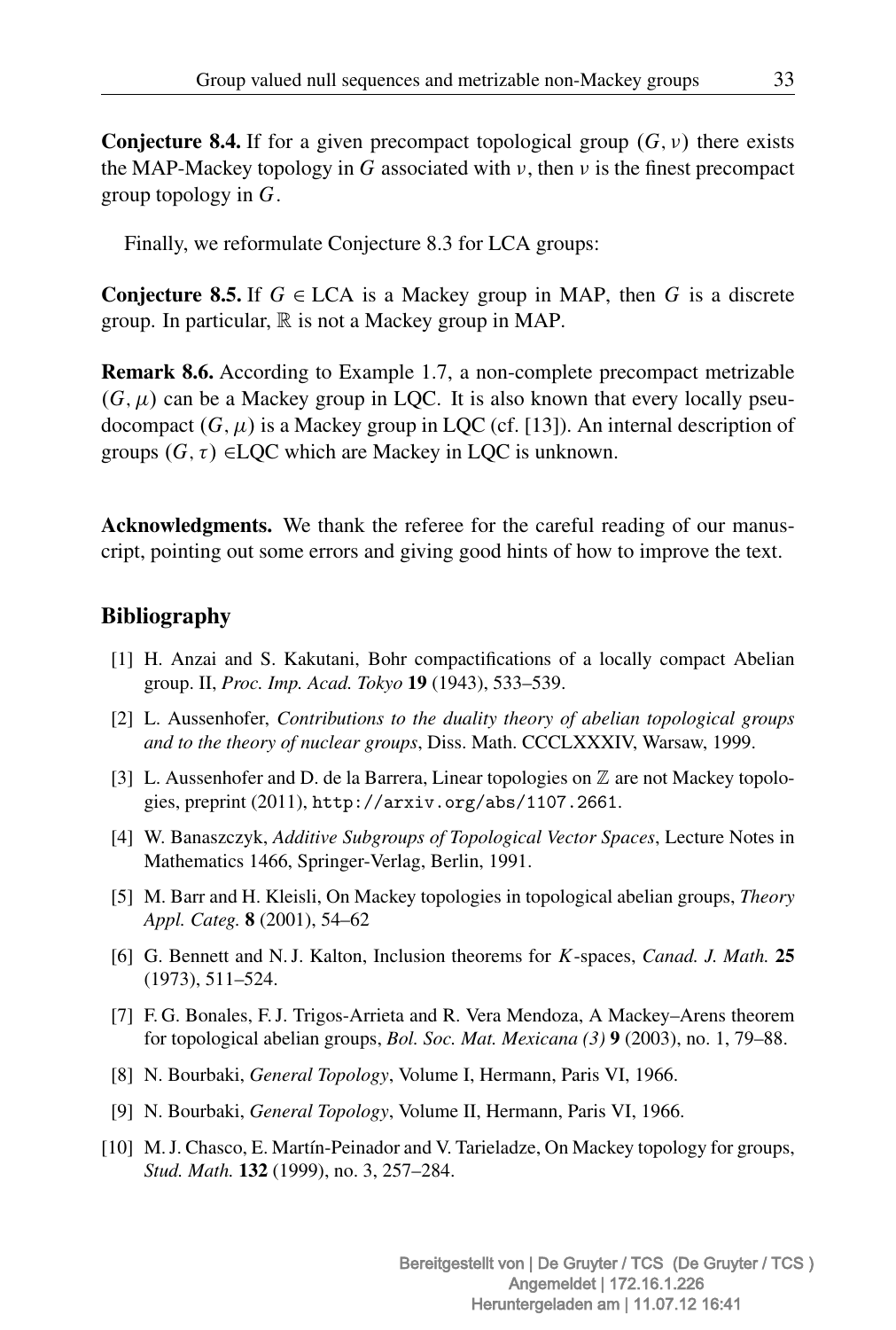**Conjecture 8.4.** If for a given precompact topological group $(G, \nu)$ there exists the MAP-Mackey topology in $G$ associated with $\nu$, then $\nu$ is the finest precompact group topology in $G$.

Finally, we reformulate Conjecture 8.3 for LCA groups:

**Conjecture 8.5.** If $G \in$ LCA is a Mackey group in MAP, then $G$ is a discrete group. In particular, $\mathbb{R}$ is not a Mackey group in MAP.

**Remark 8.6.** According to Example 1.7, a non-complete precompact metrizable $(G, \mu)$ can be a Mackey group in LQC. It is also known that every locally pseudocompact $(G, \mu)$ is a Mackey group in LQC (cf. [13]). An internal description of groups $(G, \tau) \in$LQC which are Mackey in LQC is unknown.

**Acknowledgments.** We thank the referee for the careful reading of our manuscript, pointing out some errors and giving good hints of how to improve the text.

## Bibliography

[1] H. Anzai and S. Kakutani, Bohr compactifications of a locally compact Abelian group. II, *Proc. Imp. Acad. Tokyo* **19** (1943), 533–539.

[2] L. Aussenhofer, *Contributions to the duality theory of abelian topological groups and to the theory of nuclear groups*, Diss. Math. CCCLXXXIV, Warsaw, 1999.

[3] L. Aussenhofer and D. de la Barrera, Linear topologies on $\mathbb{Z}$ are not Mackey topologies, preprint (2011), `http://arxiv.org/abs/1107.2661`.

[4] W. Banaszczyk, *Additive Subgroups of Topological Vector Spaces*, Lecture Notes in Mathematics 1466, Springer-Verlag, Berlin, 1991.

[5] M. Barr and H. Kleisli, On Mackey topologies in topological abelian groups, *Theory Appl. Categ.* **8** (2001), 54–62

[6] G. Bennett and N. J. Kalton, Inclusion theorems for $K$-spaces, *Canad. J. Math.* **25** (1973), 511–524.

[7] F. G. Bonales, F. J. Trigos-Arrieta and R. Vera Mendoza, A Mackey–Arens theorem for topological abelian groups, *Bol. Soc. Mat. Mexicana (3)* **9** (2003), no. 1, 79–88.

[8] N. Bourbaki, *General Topology*, Volume I, Hermann, Paris VI, 1966.

[9] N. Bourbaki, *General Topology*, Volume II, Hermann, Paris VI, 1966.

[10] M. J. Chasco, E. Martín-Peinador and V. Tarieladze, On Mackey topology for groups, *Stud. Math.* **132** (1999), no. 3, 257–284.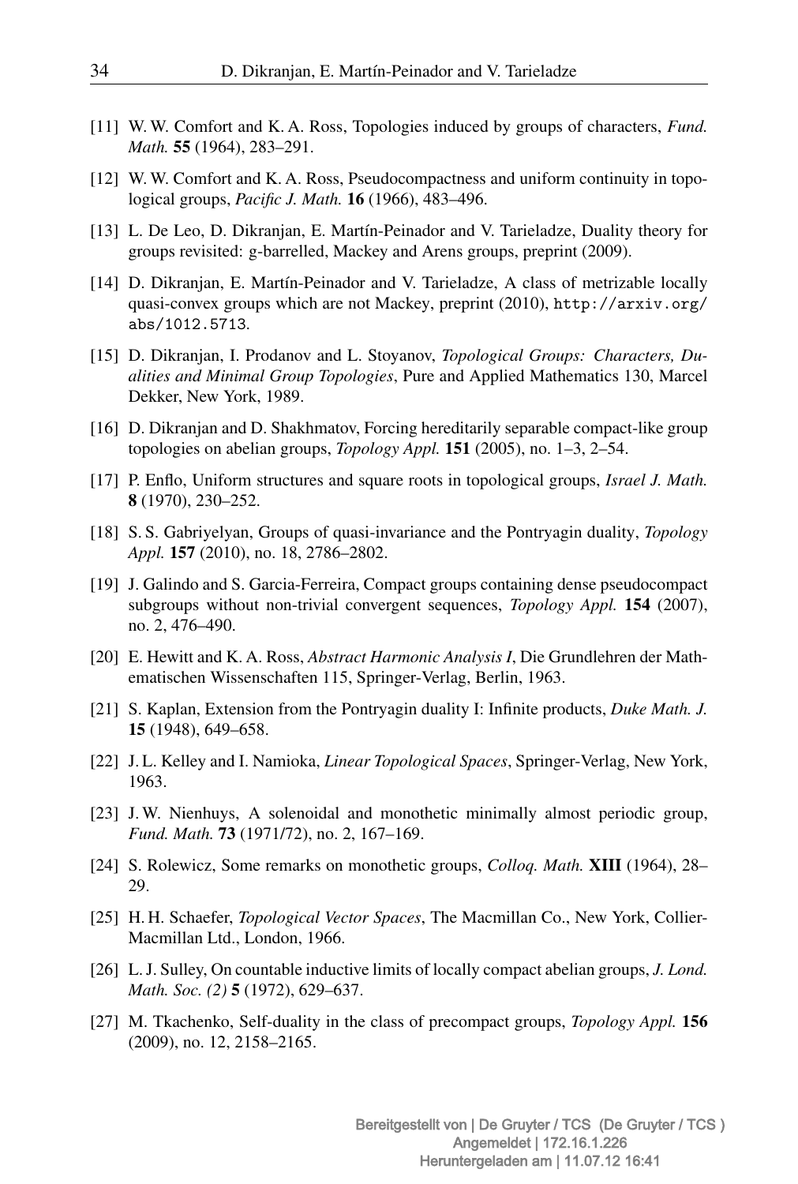[11] W. W. Comfort and K. A. Ross, Topologies induced by groups of characters, *Fund. Math.* **55** (1964), 283–291.

[12] W. W. Comfort and K. A. Ross, Pseudocompactness and uniform continuity in topological groups, *Pacific J. Math.* **16** (1966), 483–496.

[13] L. De Leo, D. Dikranjan, E. Martín-Peinador and V. Tarieladze, Duality theory for groups revisited: g-barrelled, Mackey and Arens groups, preprint (2009).

[14] D. Dikranjan, E. Martín-Peinador and V. Tarieladze, A class of metrizable locally quasi-convex groups which are not Mackey, preprint (2010), `http://arxiv.org/abs/1012.5713`.

[15] D. Dikranjan, I. Prodanov and L. Stoyanov, *Topological Groups: Characters, Dualities and Minimal Group Topologies*, Pure and Applied Mathematics 130, Marcel Dekker, New York, 1989.

[16] D. Dikranjan and D. Shakhmatov, Forcing hereditarily separable compact-like group topologies on abelian groups, *Topology Appl.* **151** (2005), no. 1–3, 2–54.

[17] P. Enflo, Uniform structures and square roots in topological groups, *Israel J. Math.* **8** (1970), 230–252.

[18] S. S. Gabriyelyan, Groups of quasi-invariance and the Pontryagin duality, *Topology Appl.* **157** (2010), no. 18, 2786–2802.

[19] J. Galindo and S. Garcia-Ferreira, Compact groups containing dense pseudocompact subgroups without non-trivial convergent sequences, *Topology Appl.* **154** (2007), no. 2, 476–490.

[20] E. Hewitt and K. A. Ross, *Abstract Harmonic Analysis I*, Die Grundlehren der Mathematischen Wissenschaften 115, Springer-Verlag, Berlin, 1963.

[21] S. Kaplan, Extension from the Pontryagin duality I: Infinite products, *Duke Math. J.* **15** (1948), 649–658.

[22] J. L. Kelley and I. Namioka, *Linear Topological Spaces*, Springer-Verlag, New York, 1963.

[23] J. W. Nienhuys, A solenoidal and monothetic minimally almost periodic group, *Fund. Math.* **73** (1971/72), no. 2, 167–169.

[24] S. Rolewicz, Some remarks on monothetic groups, *Colloq. Math.* **XIII** (1964), 28–29.

[25] H. H. Schaefer, *Topological Vector Spaces*, The Macmillan Co., New York, Collier-Macmillan Ltd., London, 1966.

[26] L. J. Sulley, On countable inductive limits of locally compact abelian groups, *J. Lond. Math. Soc. (2)* **5** (1972), 629–637.

[27] M. Tkachenko, Self-duality in the class of precompact groups, *Topology Appl.* **156** (2009), no. 12, 2158–2165.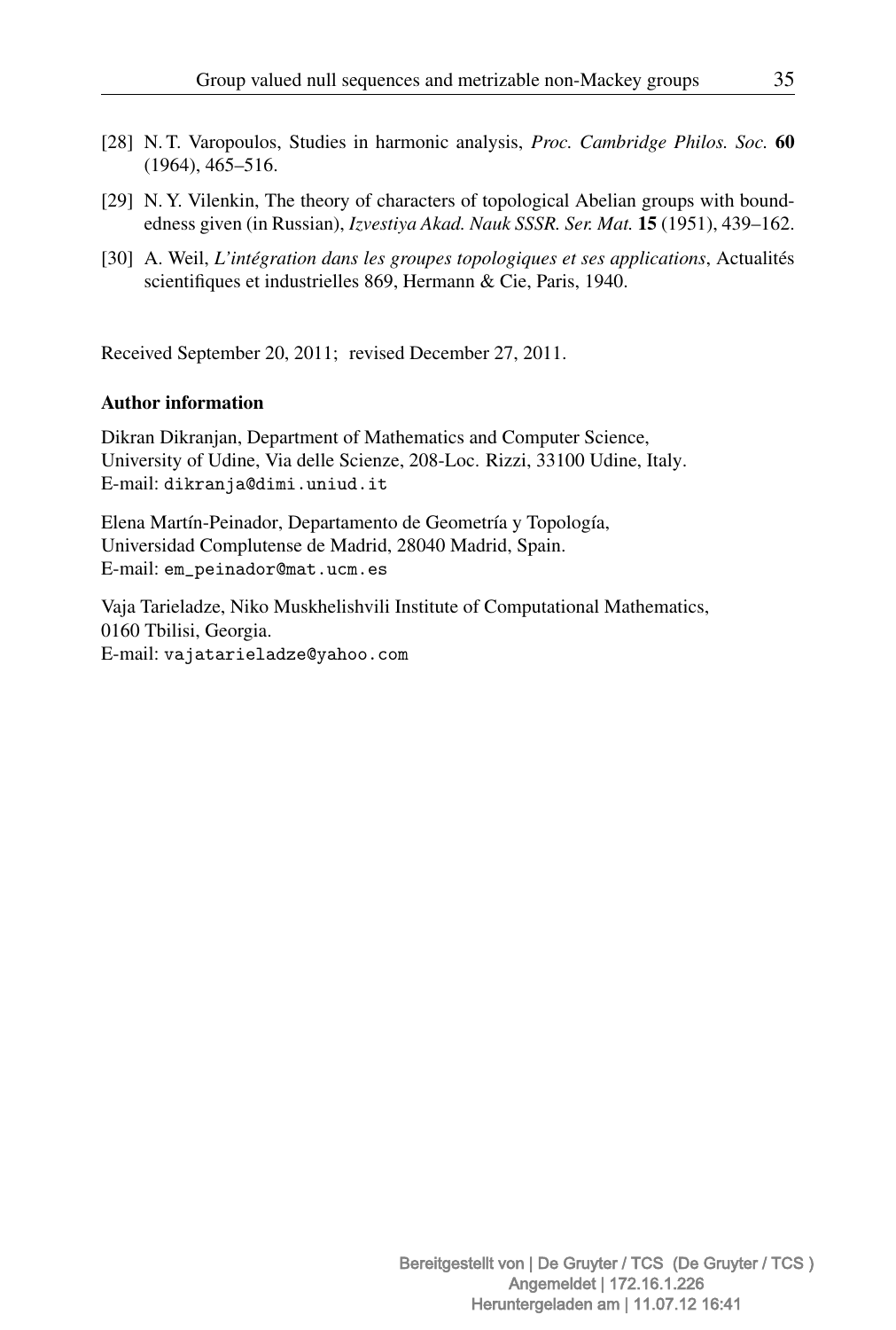[28] N. T. Varopoulos, Studies in harmonic analysis, *Proc. Cambridge Philos. Soc.* **60** (1964), 465–516.

[29] N. Y. Vilenkin, The theory of characters of topological Abelian groups with boundedness given (in Russian), *Izvestiya Akad. Nauk SSSR. Ser. Mat.* **15** (1951), 439–162.

[30] A. Weil, *L'intégration dans les groupes topologiques et ses applications*, Actualités scientifiques et industrielles 869, Hermann & Cie, Paris, 1940.

Received September 20, 2011; revised December 27, 2011.

**Author information**

Dikran Dikranjan, Department of Mathematics and Computer Science,
University of Udine, Via delle Scienze, 208-Loc. Rizzi, 33100 Udine, Italy.
E-mail: dikranja@dimi.uniud.it

Elena Martín-Peinador, Departamento de Geometría y Topología,
Universidad Complutense de Madrid, 28040 Madrid, Spain.
E-mail: em_peinador@mat.ucm.es

Vaja Tarieladze, Niko Muskhelishvili Institute of Computational Mathematics,
0160 Tbilisi, Georgia.
E-mail: vajatarieladze@yahoo.com